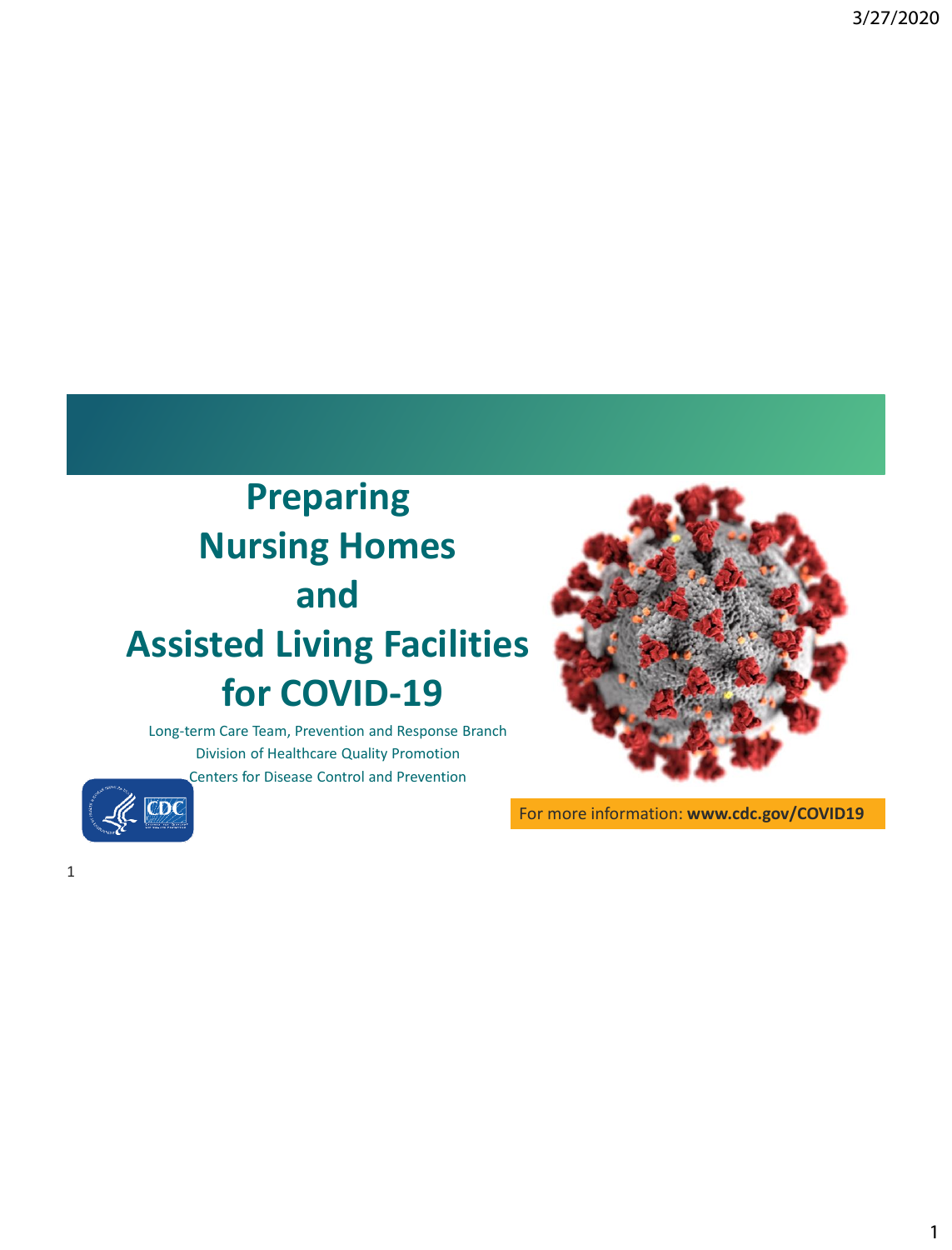# Preparing Nursing Homes and Assisted Living Facilities for COVID-19

Long-term Care Team, Prevention and Response Branch
Division of Healthcare Quality Promotion
Centers for Disease Control and Prevention

For more information: **www.cdc.gov/COVID19**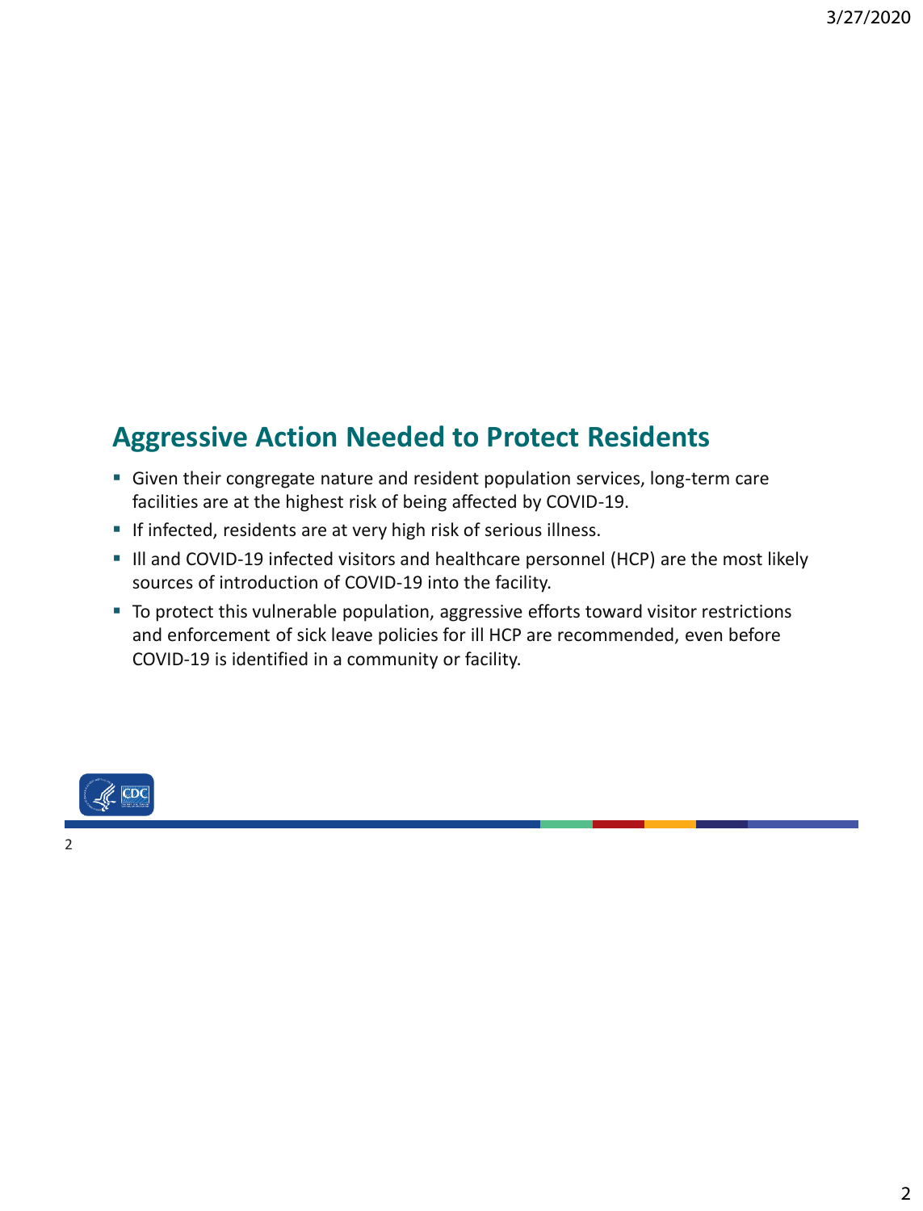## Aggressive Action Needed to Protect Residents

- Given their congregate nature and resident population services, long-term care facilities are at the highest risk of being affected by COVID-19.
- If infected, residents are at very high risk of serious illness.
- Ill and COVID-19 infected visitors and healthcare personnel (HCP) are the most likely sources of introduction of COVID-19 into the facility.
- To protect this vulnerable population, aggressive efforts toward visitor restrictions and enforcement of sick leave policies for ill HCP are recommended, even before COVID-19 is identified in a community or facility.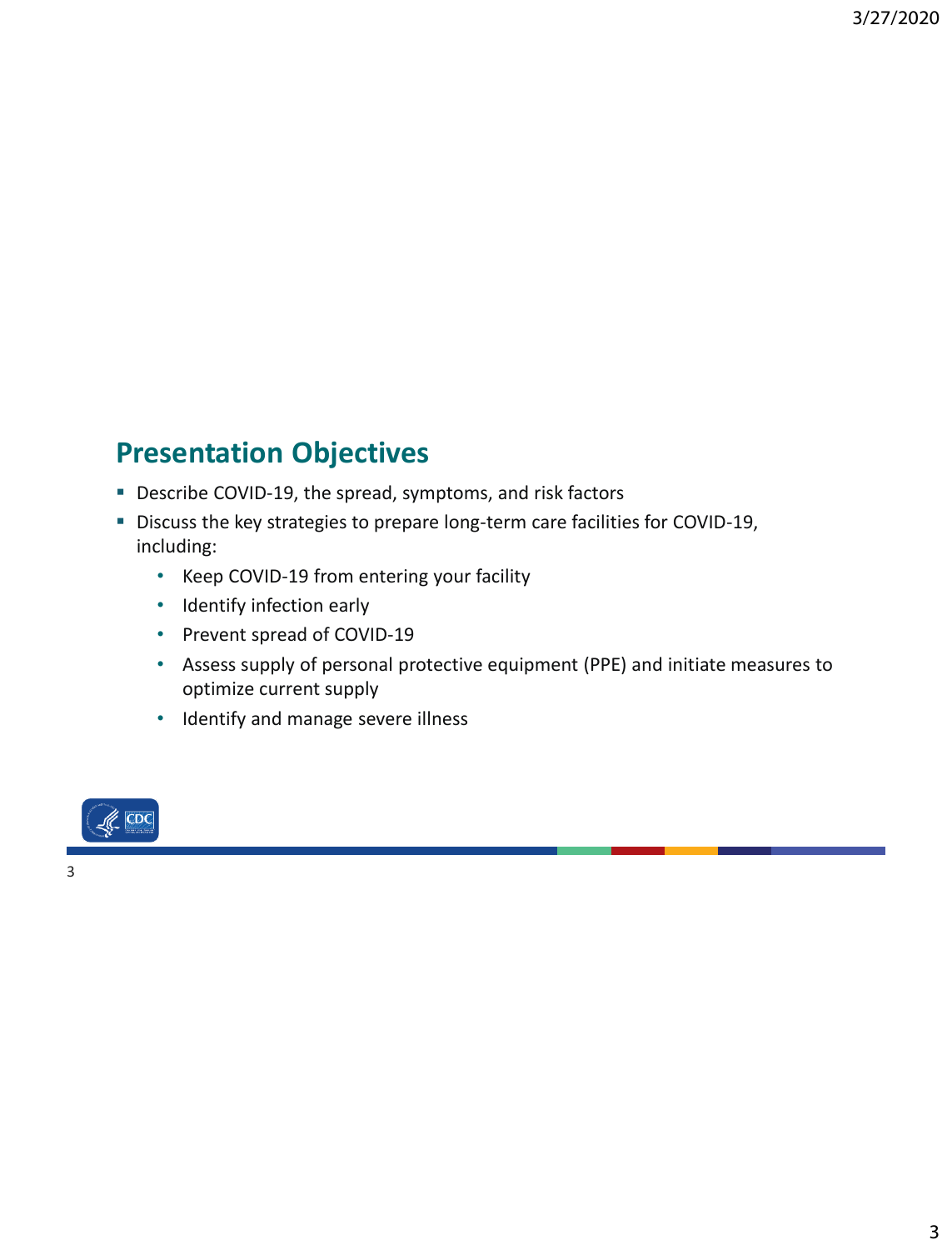## Presentation Objectives

- Describe COVID-19, the spread, symptoms, and risk factors
- Discuss the key strategies to prepare long-term care facilities for COVID-19, including:
  - Keep COVID-19 from entering your facility
  - Identify infection early
  - Prevent spread of COVID-19
  - Assess supply of personal protective equipment (PPE) and initiate measures to optimize current supply
  - Identify and manage severe illness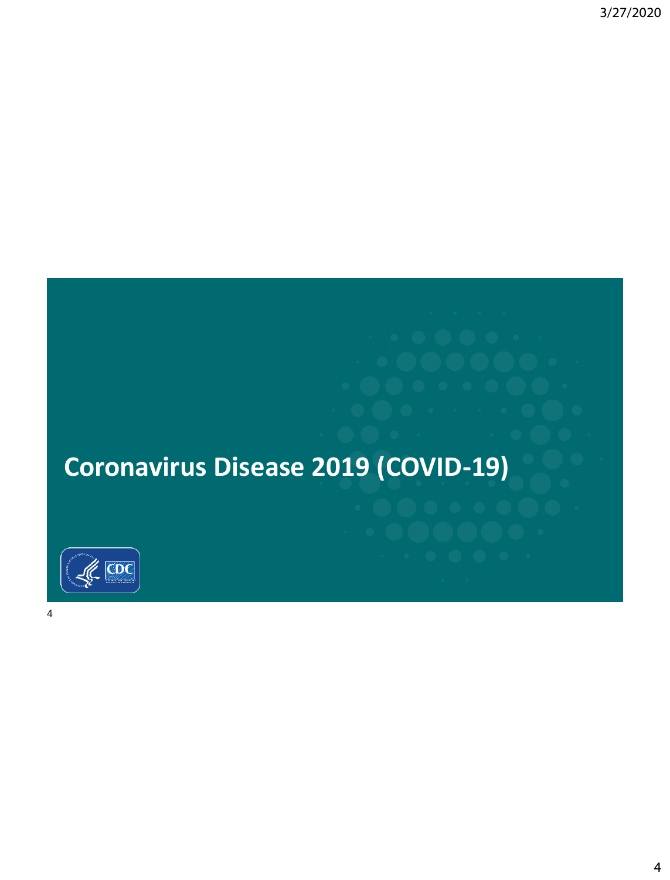# Coronavirus Disease 2019 (COVID-19)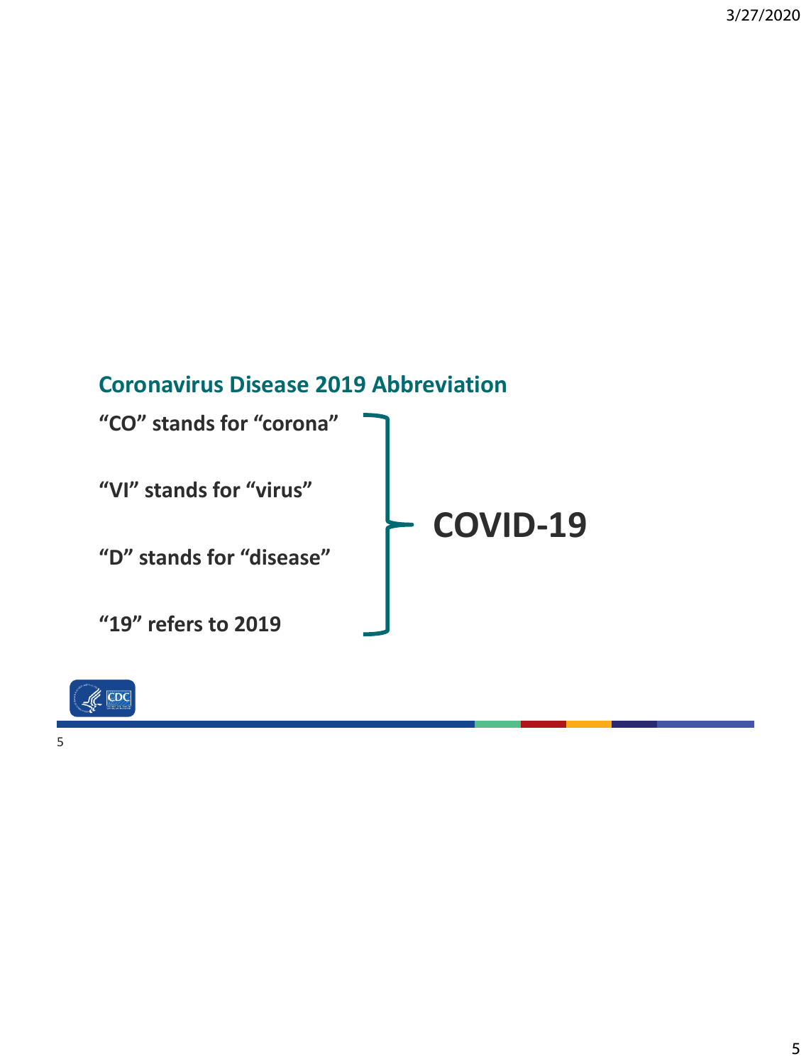## Coronavirus Disease 2019 Abbreviation

**"CO" stands for "corona"**

**"VI" stands for "virus"**

**"D" stands for "disease"**

**"19" refers to 2019**

# COVID-19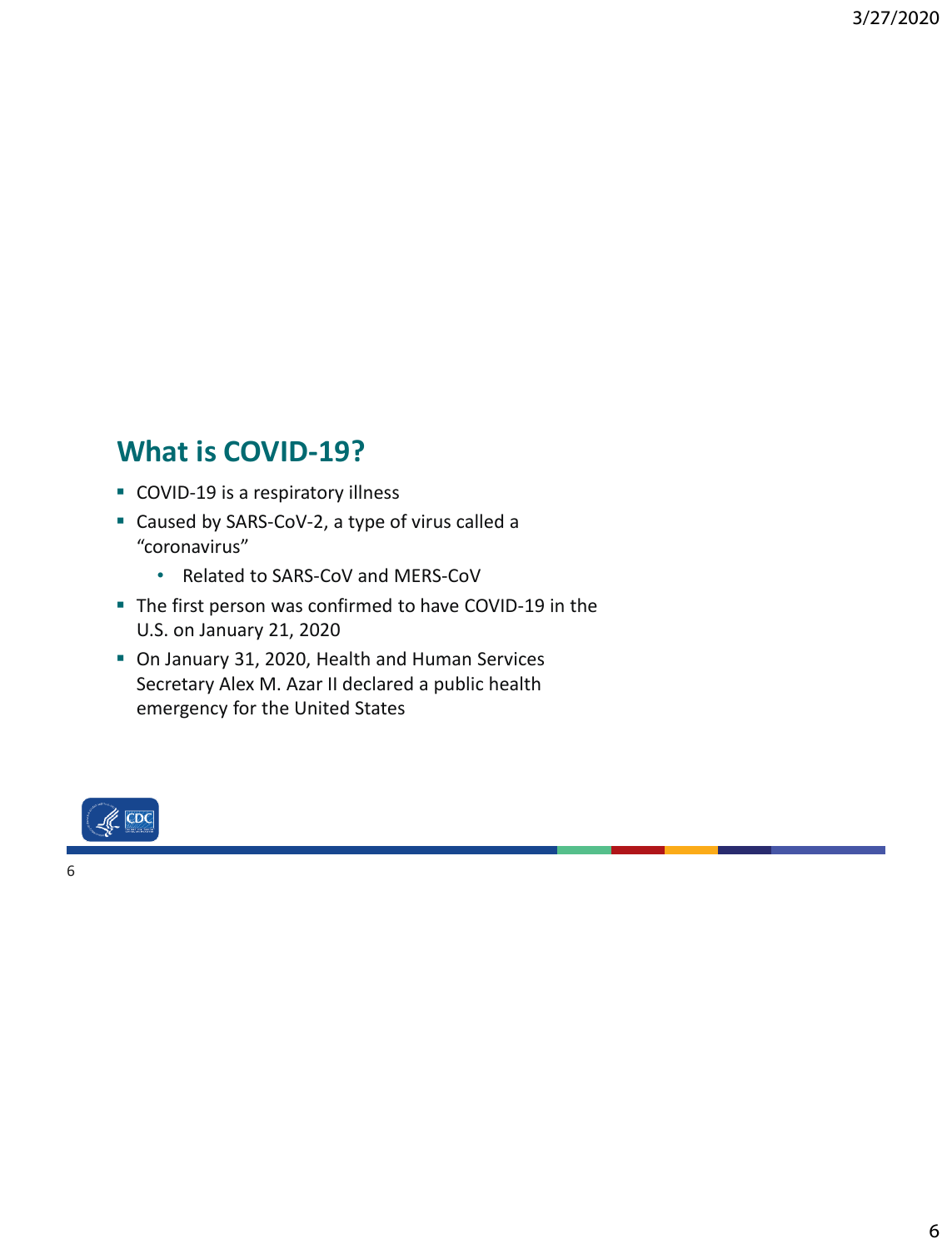## What is COVID-19?

- COVID-19 is a respiratory illness
- Caused by SARS-CoV-2, a type of virus called a "coronavirus"
  - Related to SARS-CoV and MERS-CoV
- The first person was confirmed to have COVID-19 in the U.S. on January 21, 2020
- On January 31, 2020, Health and Human Services Secretary Alex M. Azar II declared a public health emergency for the United States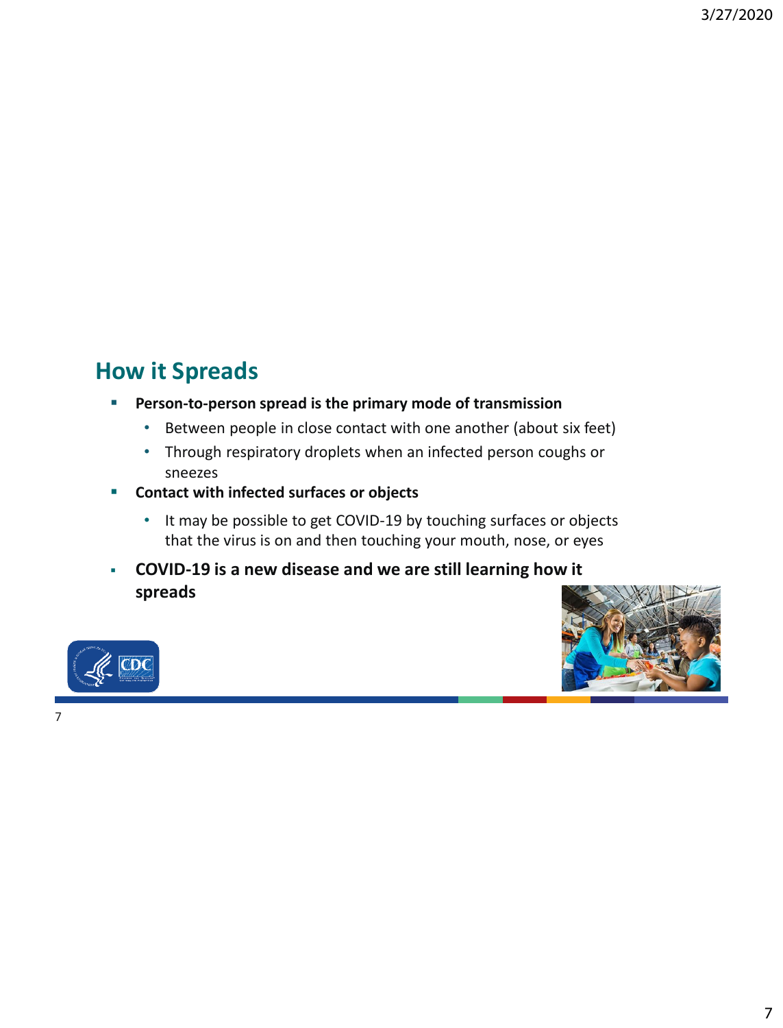## How it Spreads

- **Person-to-person spread is the primary mode of transmission**
  - Between people in close contact with one another (about six feet)
  - Through respiratory droplets when an infected person coughs or sneezes
- **Contact with infected surfaces or objects**
  - It may be possible to get COVID-19 by touching surfaces or objects that the virus is on and then touching your mouth, nose, or eyes
- **COVID-19 is a new disease and we are still learning how it spreads**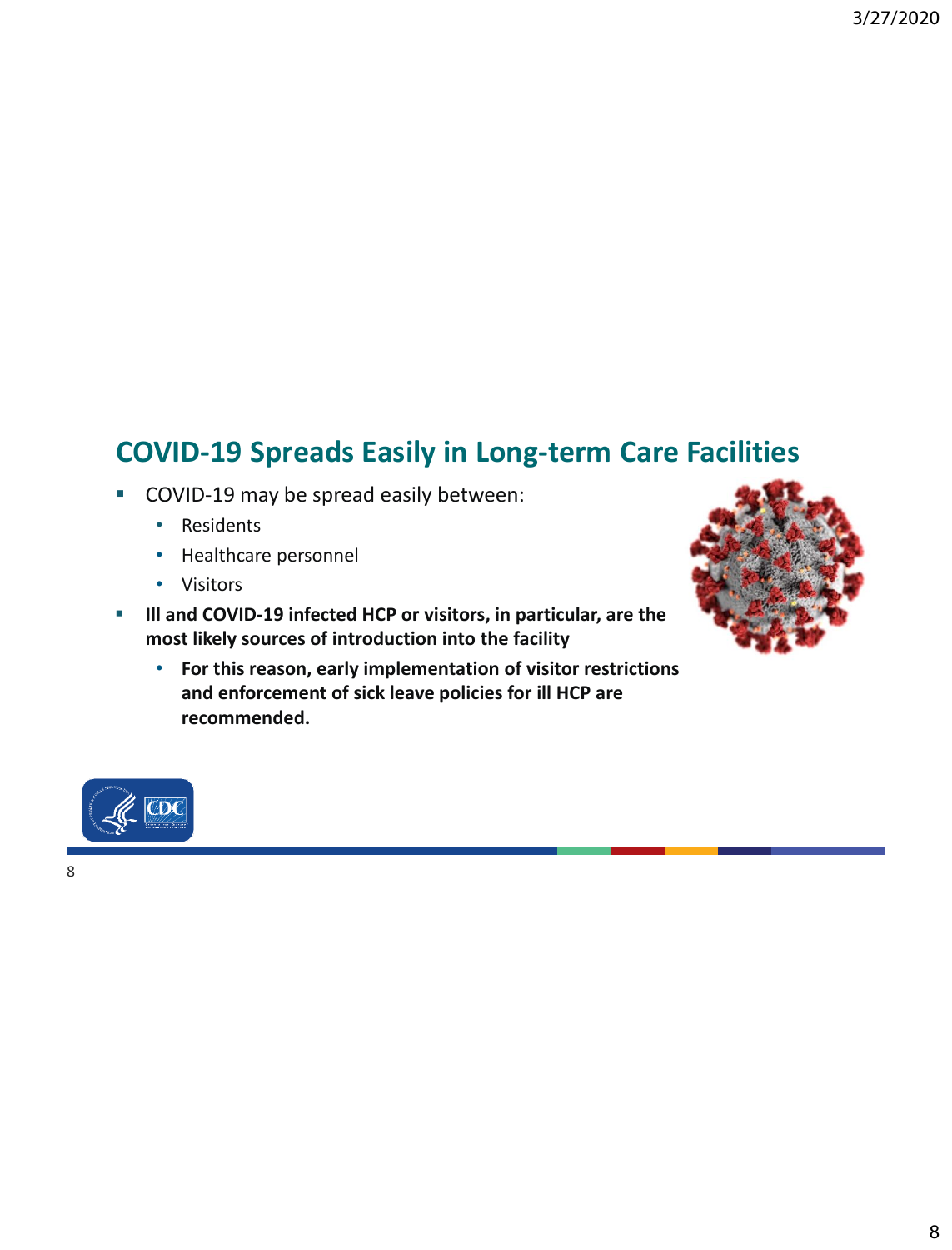## COVID-19 Spreads Easily in Long-term Care Facilities

- COVID-19 may be spread easily between:
  - Residents
  - Healthcare personnel
  - Visitors
- **Ill and COVID-19 infected HCP or visitors, in particular, are the most likely sources of introduction into the facility**
  - **For this reason, early implementation of visitor restrictions and enforcement of sick leave policies for ill HCP are recommended.**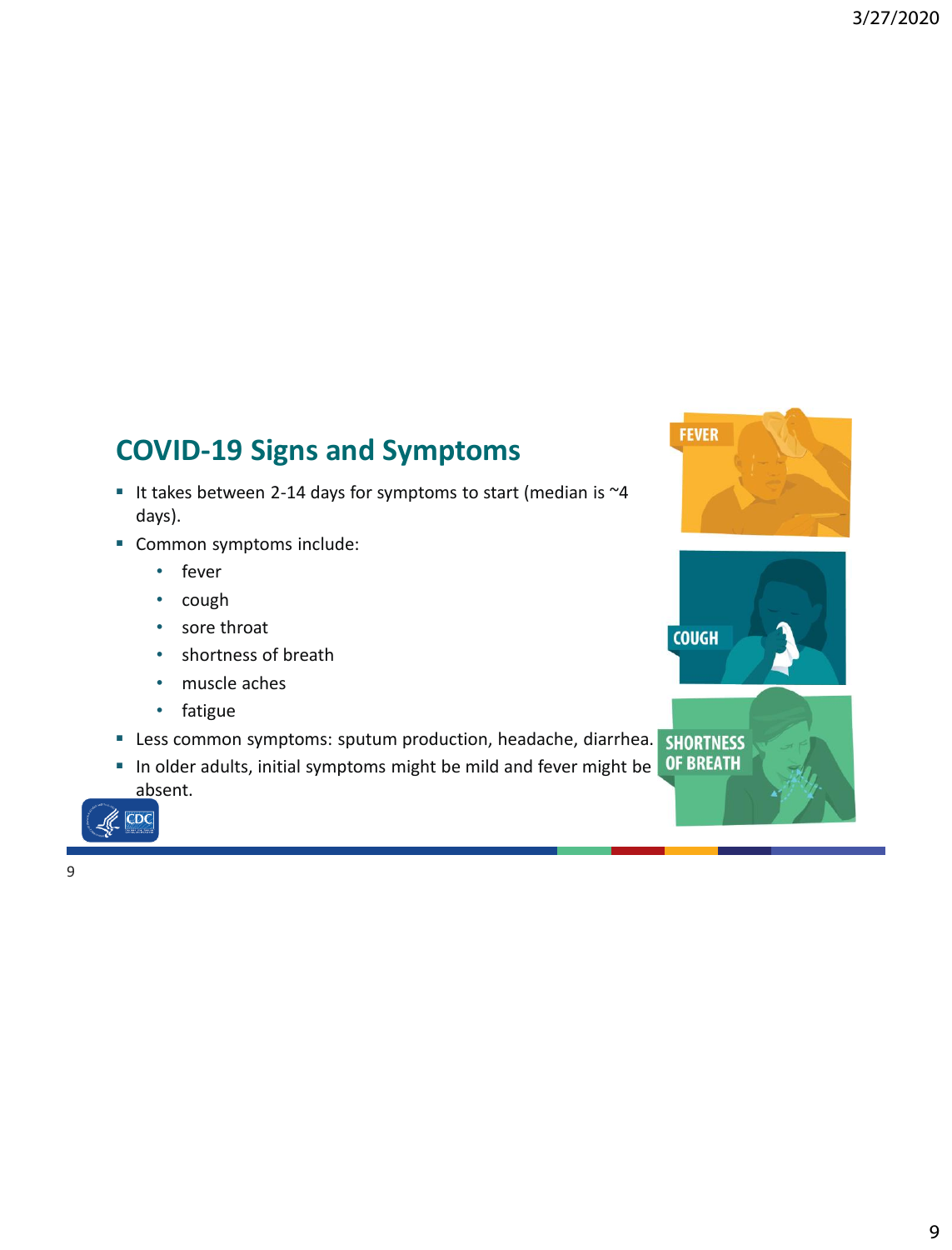## COVID-19 Signs and Symptoms

- It takes between 2-14 days for symptoms to start (median is ~4 days).
- Common symptoms include:
  - fever
  - cough
  - sore throat
  - shortness of breath
  - muscle aches
  - fatigue
- Less common symptoms: sputum production, headache, diarrhea.
- In older adults, initial symptoms might be mild and fever might be absent.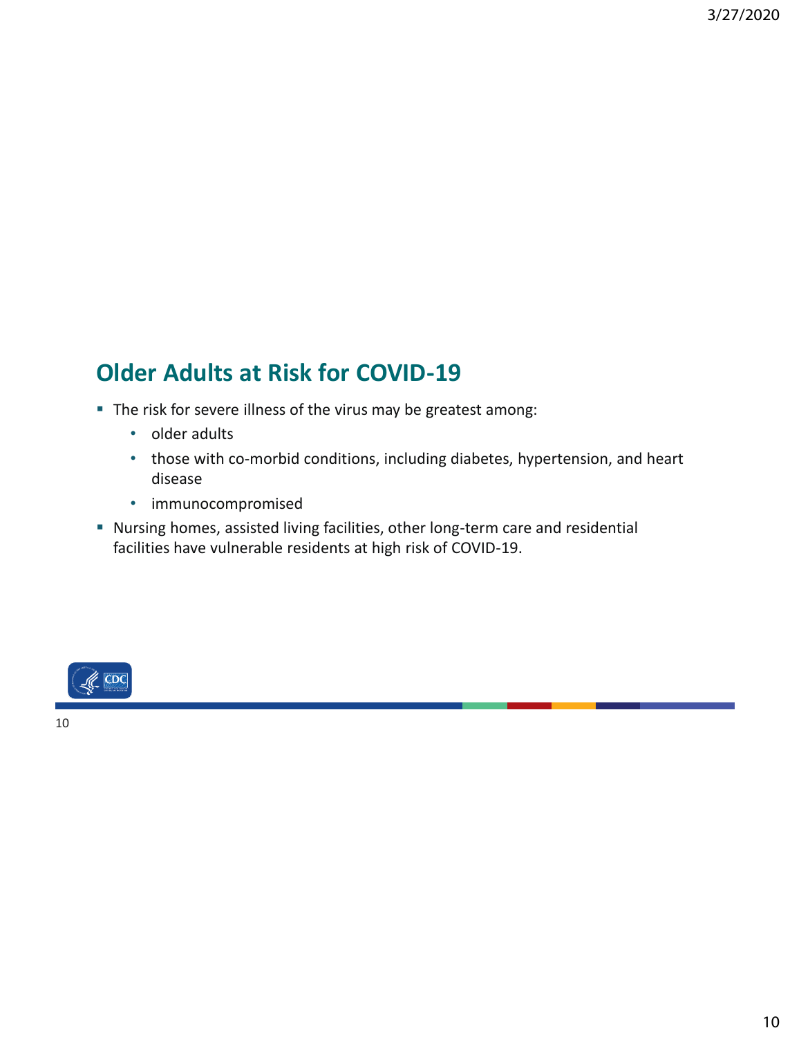## Older Adults at Risk for COVID-19

- The risk for severe illness of the virus may be greatest among:
  - older adults
  - those with co-morbid conditions, including diabetes, hypertension, and heart disease
  - immunocompromised
- Nursing homes, assisted living facilities, other long-term care and residential facilities have vulnerable residents at high risk of COVID-19.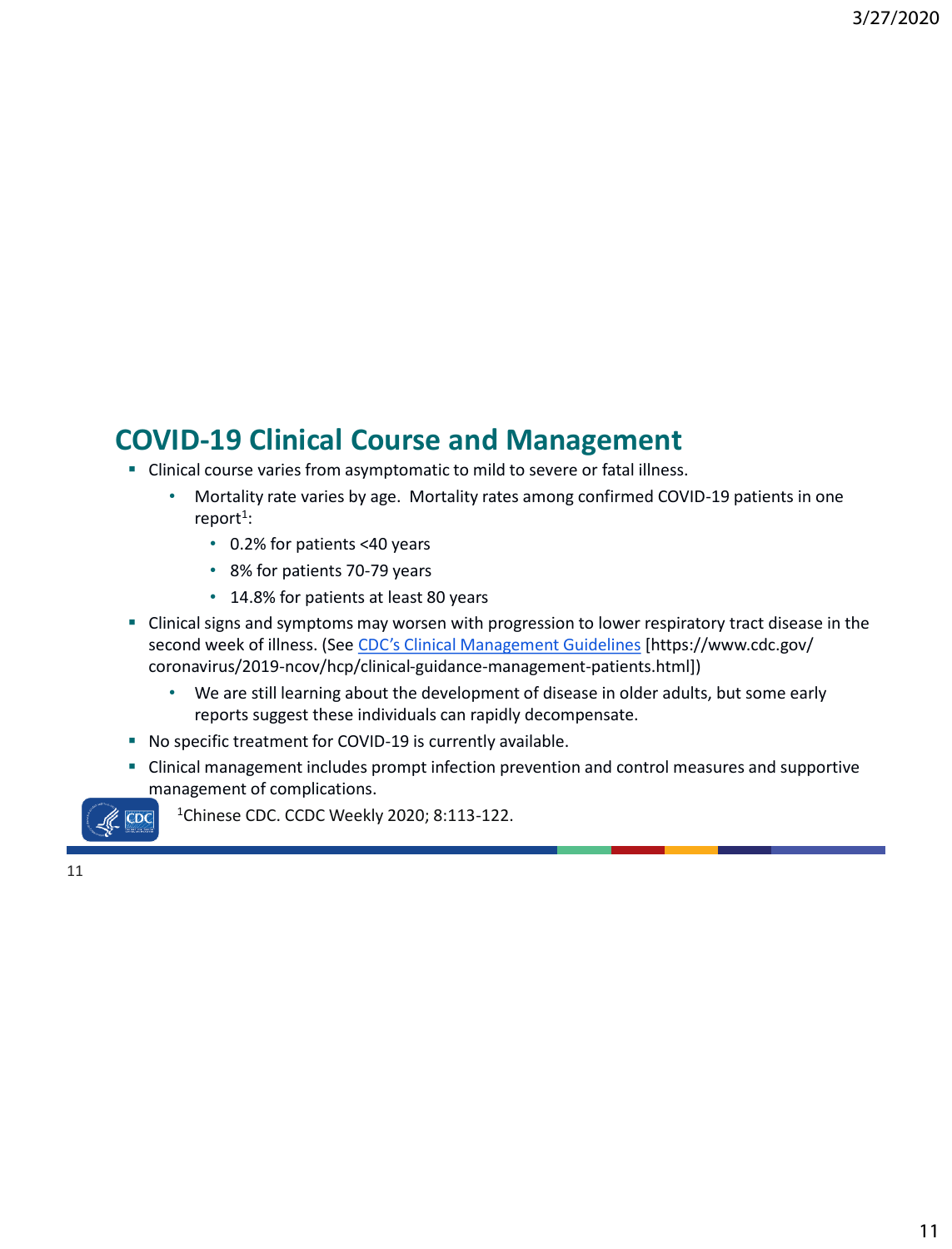## COVID-19 Clinical Course and Management

- Clinical course varies from asymptomatic to mild to severe or fatal illness.
  - Mortality rate varies by age. Mortality rates among confirmed COVID-19 patients in one report[1]:
    - 0.2% for patients <40 years
    - 8% for patients 70-79 years
    - 14.8% for patients at least 80 years
- Clinical signs and symptoms may worsen with progression to lower respiratory tract disease in the second week of illness. (See CDC's Clinical Management Guidelines [https://www.cdc.gov/coronavirus/2019-ncov/hcp/clinical-guidance-management-patients.html])
  - We are still learning about the development of disease in older adults, but some early reports suggest these individuals can rapidly decompensate.
- No specific treatment for COVID-19 is currently available.
- Clinical management includes prompt infection prevention and control measures and supportive management of complications.

[1]Chinese CDC. CCDC Weekly 2020; 8:113-122.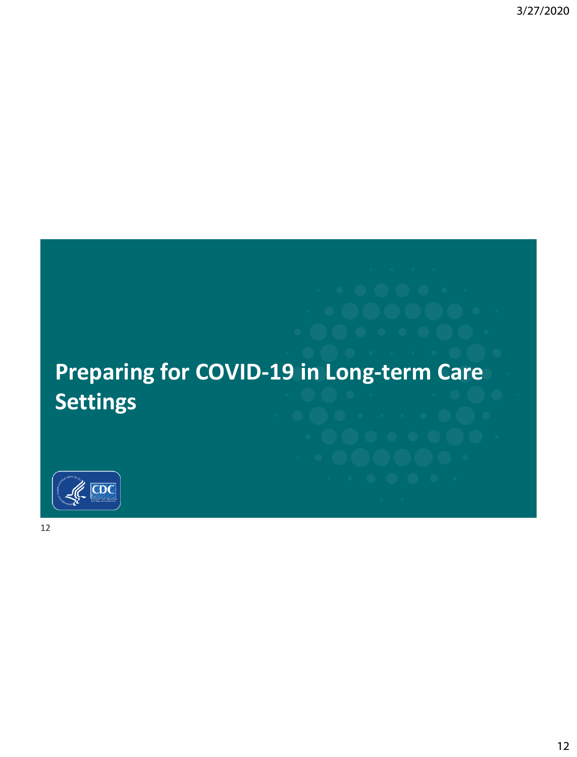# Preparing for COVID-19 in Long-term Care Settings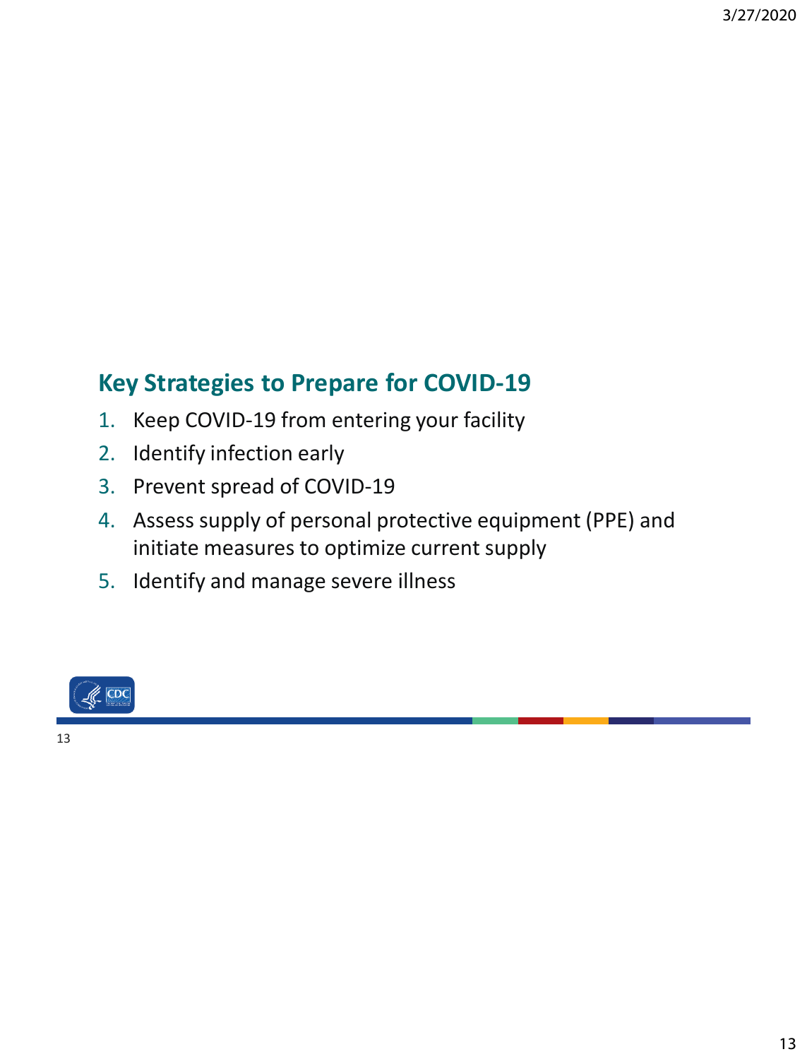## Key Strategies to Prepare for COVID-19

1. Keep COVID-19 from entering your facility
2. Identify infection early
3. Prevent spread of COVID-19
4. Assess supply of personal protective equipment (PPE) and initiate measures to optimize current supply
5. Identify and manage severe illness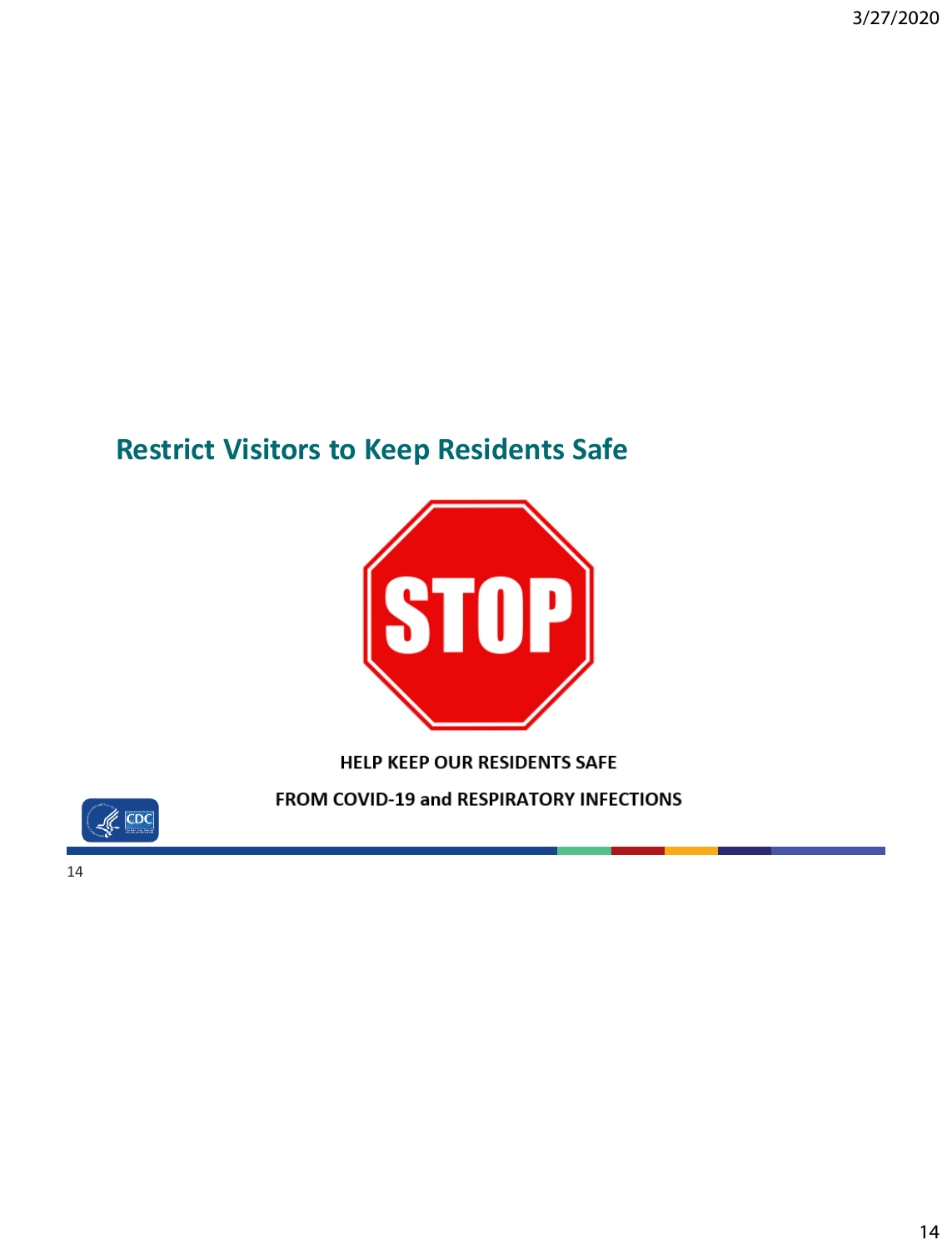## Restrict Visitors to Keep Residents Safe

STOP

HELP KEEP OUR RESIDENTS SAFE

FROM COVID-19 and RESPIRATORY INFECTIONS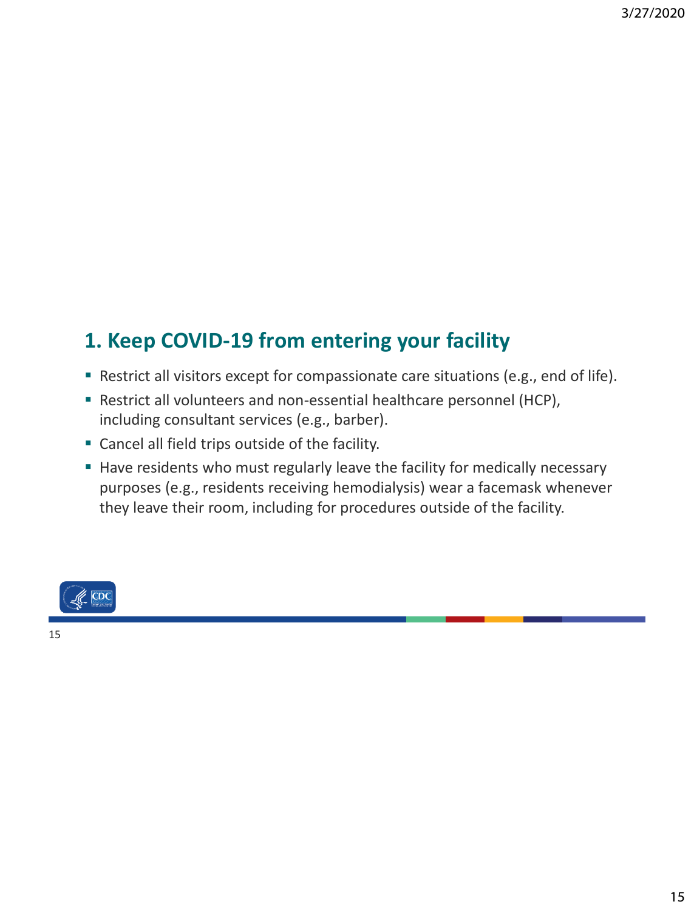## 1. Keep COVID-19 from entering your facility

- Restrict all visitors except for compassionate care situations (e.g., end of life).
- Restrict all volunteers and non-essential healthcare personnel (HCP), including consultant services (e.g., barber).
- Cancel all field trips outside of the facility.
- Have residents who must regularly leave the facility for medically necessary purposes (e.g., residents receiving hemodialysis) wear a facemask whenever they leave their room, including for procedures outside of the facility.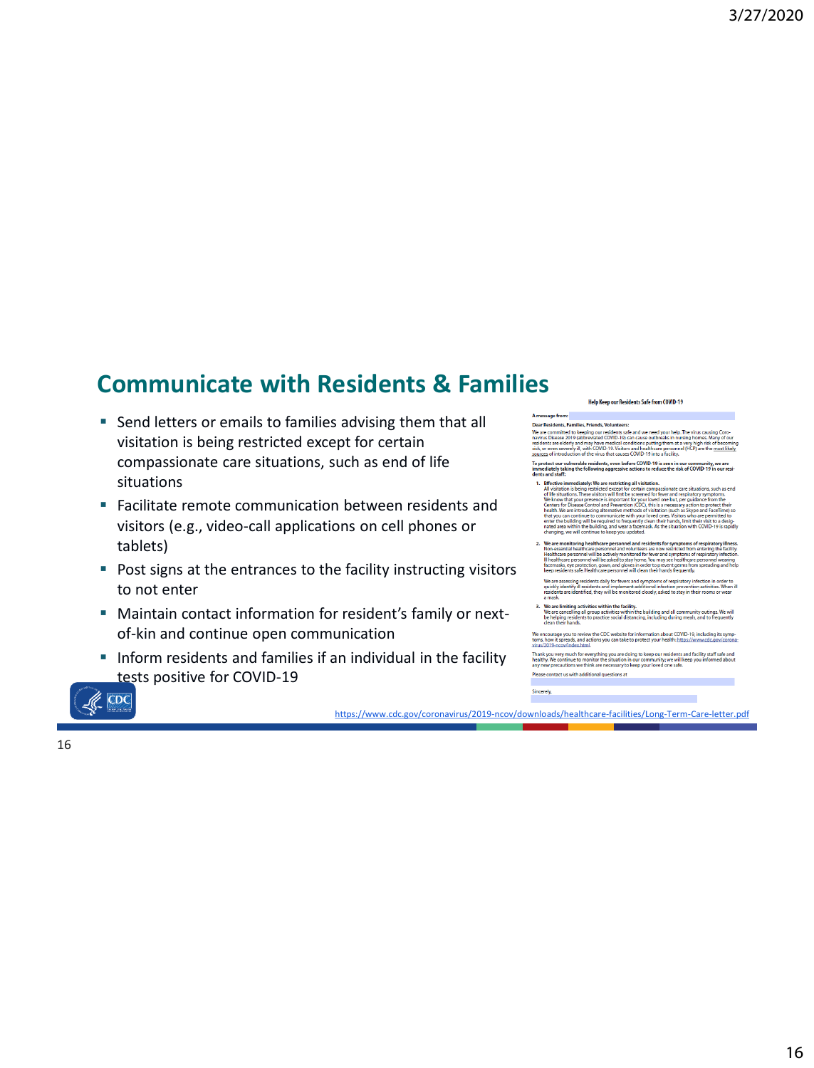## Communicate with Residents & Families

- Send letters or emails to families advising them that all visitation is being restricted except for certain compassionate care situations, such as end of life situations
- Facilitate remote communication between residents and visitors (e.g., video-call applications on cell phones or tablets)
- Post signs at the entrances to the facility instructing visitors to not enter
- Maintain contact information for resident's family or next-of-kin and continue open communication
- Inform residents and families if an individual in the facility tests positive for COVID-19

**Help Keep our Residents Safe from COVID-19**

**A message from:**

**Dear Residents, Families, Friends, Volunteers:**

We are committed to keeping our residents safe and we need your help. The virus causing Coronavirus Disease 2019 (abbreviated COVID-19) can cause outbreaks in nursing homes. Many of our residents are elderly and may have medical conditions putting them at a very high risk of becoming sick, or even severely ill, with COVID-19. Visitors and healthcare personnel (HCP) are the most likely sources of introduction of the virus that causes COVID-19 into a facility.

**To protect our vulnerable residents, even before COVID-19 is seen in our community, we are immediately taking the following aggressive actions to reduce the risk of COVID-19 in our residents and staff:**

1. **Effective immediately: We are restricting all visitation.**
   All visitation is being restricted except for certain compassionate care situations, such as end of life situations. These visitors will first be screened for fever and respiratory symptoms. We know that your presence is important for your loved one but, per guidance from the Centers for Disease Control and Prevention (CDC), this is a necessary action to protect their health. We are introducing alternative methods of visitation (such as Skype and FaceTime) so that you can continue to communicate with your loved ones. Visitors who are permitted to enter the building will be required to frequently clean their hands, limit their visit to a designated area within the building, and wear a facemask. As the situation with COVID-19 is rapidly changing, we will continue to keep you updated.

2. **We are monitoring healthcare personnel and residents for symptoms of respiratory illness.**
   Non-essential healthcare personnel and volunteers are now restricted from entering the facility. Healthcare personnel will be actively monitored for fever and symptoms of respiratory infection. Ill healthcare personnel will be asked to stay home. You may see healthcare personnel wearing facemasks, eye protection, gown, and gloves in order to prevent germs from spreading and help keep residents safe. Healthcare personnel will clean their hands frequently.

   We are assessing residents daily for fevers and symptoms of respiratory infection in order to quickly identify ill residents and implement additional infection prevention activities. When ill residents are identified, they will be monitored closely, asked to stay in their rooms or wear a mask.

3. **We are limiting activities within the facility.**
   We are cancelling all group activities within the building and all community outings. We will be helping residents to practice social distancing, including during meals, and to frequently clean their hands.

We encourage you to review the CDC website for information about COVID-19, including its symptoms, how it spreads, and actions you can take to protect your health: https://www.cdc.gov/coronavirus/2019-ncov/index.html.

Thank you very much for everything you are doing to keep our residents and facility staff safe and healthy. We continue to monitor the situation in our community; we will keep you informed about any new precautions we think are necessary to keep your loved one safe.

Please contact us with additional questions at

Sincerely,

https://www.cdc.gov/coronavirus/2019-ncov/downloads/healthcare-facilities/Long-Term-Care-letter.pdf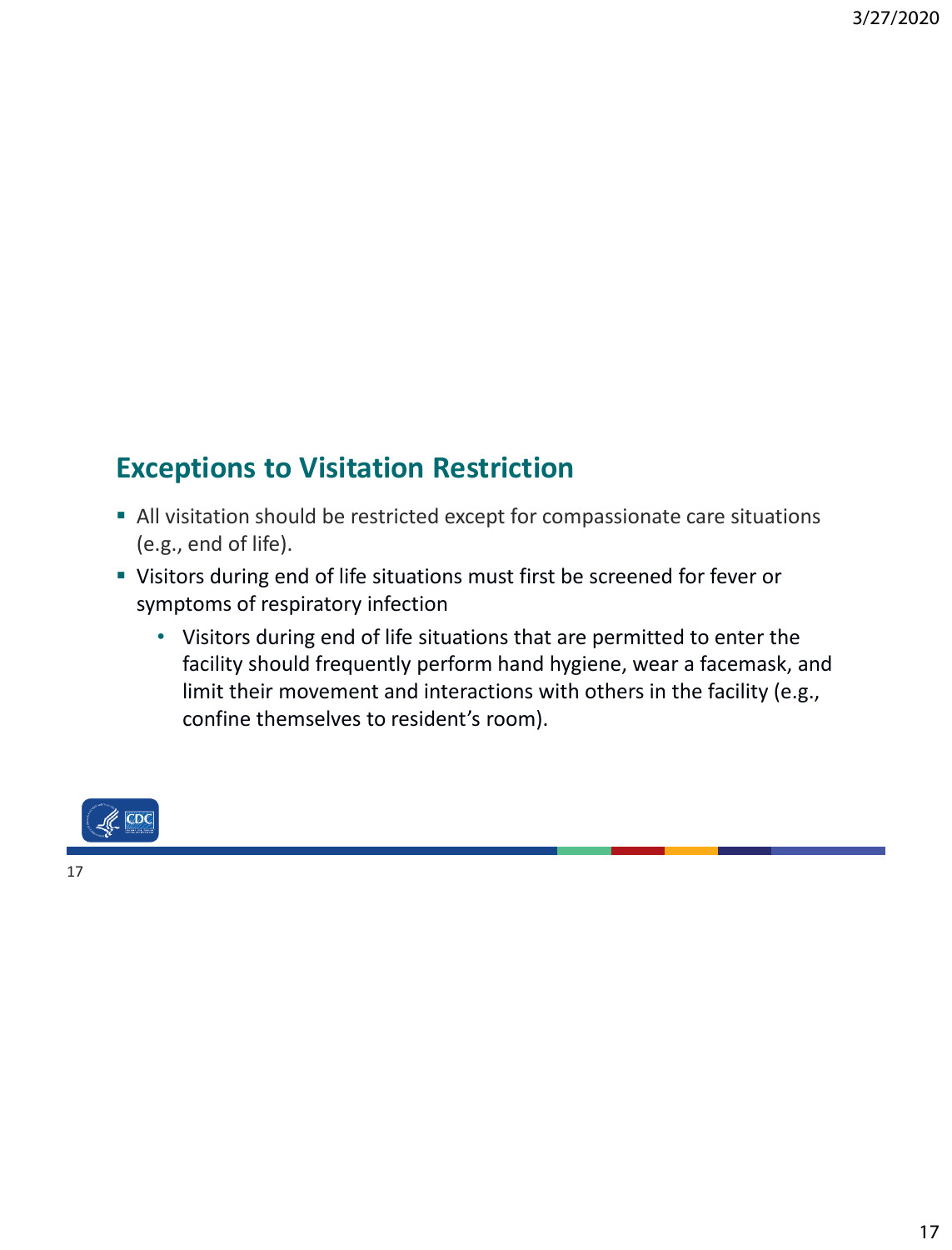## Exceptions to Visitation Restriction

- All visitation should be restricted except for compassionate care situations (e.g., end of life).
- Visitors during end of life situations must first be screened for fever or symptoms of respiratory infection
  - Visitors during end of life situations that are permitted to enter the facility should frequently perform hand hygiene, wear a facemask, and limit their movement and interactions with others in the facility (e.g., confine themselves to resident's room).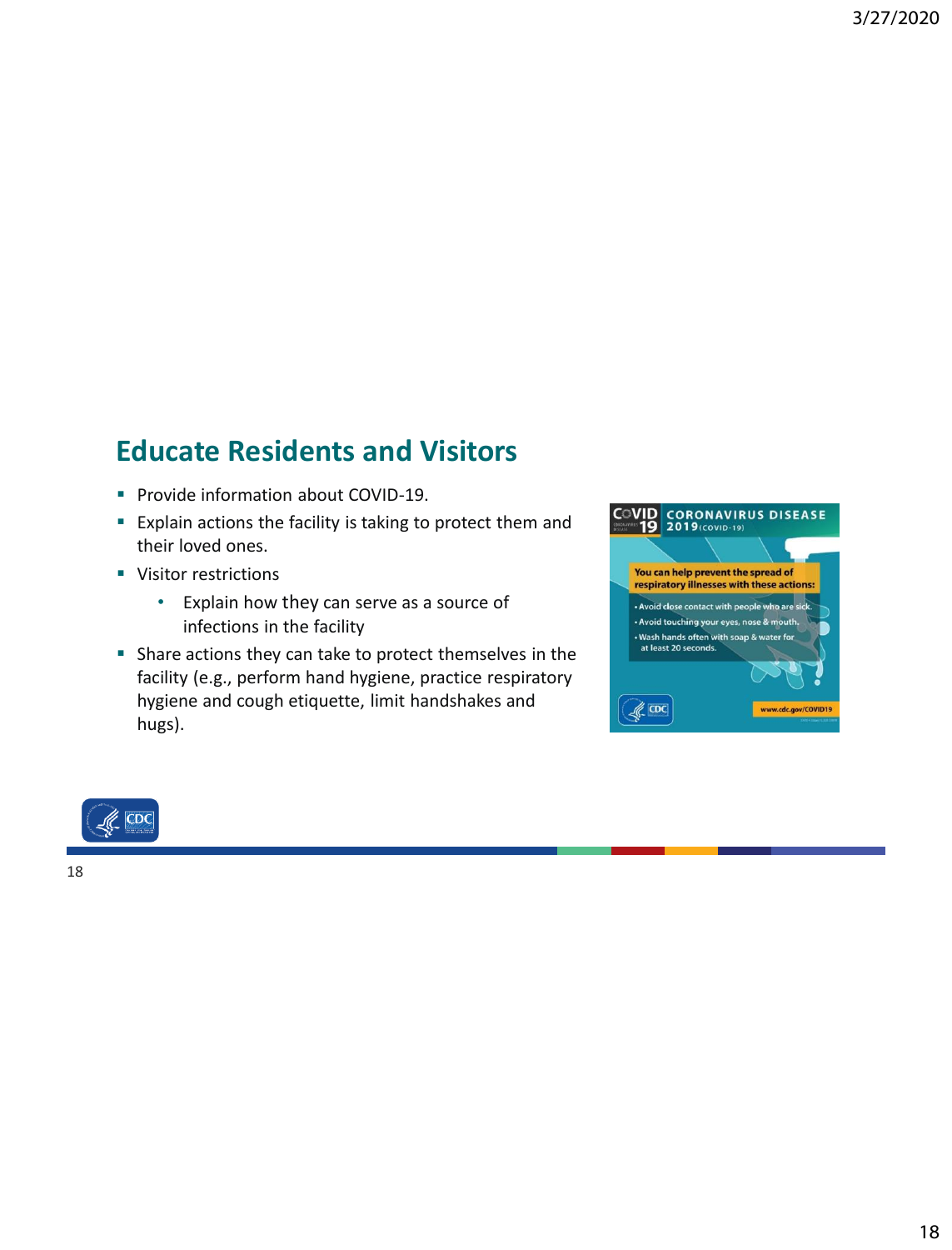## Educate Residents and Visitors

- Provide information about COVID-19.
- Explain actions the facility is taking to protect them and their loved ones.
- Visitor restrictions
  - Explain how they can serve as a source of infections in the facility
- Share actions they can take to protect themselves in the facility (e.g., perform hand hygiene, practice respiratory hygiene and cough etiquette, limit handshakes and hugs).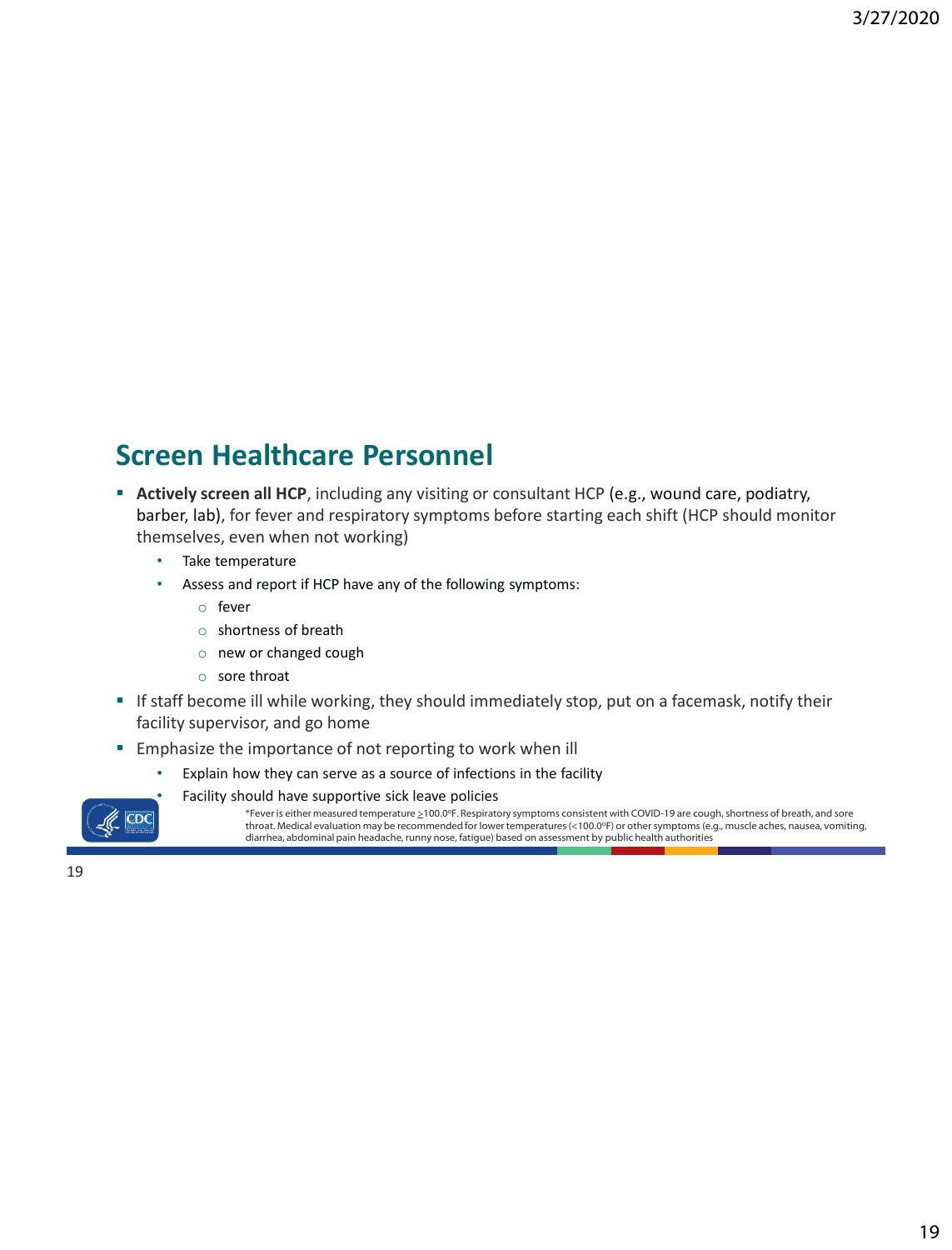## Screen Healthcare Personnel

- **Actively screen all HCP**, including any visiting or consultant HCP (e.g., wound care, podiatry, barber, lab), for fever and respiratory symptoms before starting each shift (HCP should monitor themselves, even when not working)
  - Take temperature
  - Assess and report if HCP have any of the following symptoms:
    - fever
    - shortness of breath
    - new or changed cough
    - sore throat
- If staff become ill while working, they should immediately stop, put on a facemask, notify their facility supervisor, and go home
- Emphasize the importance of not reporting to work when ill
  - Explain how they can serve as a source of infections in the facility
  - Facility should have supportive sick leave policies

*Fever is either measured temperature ≥100.0°F. Respiratory symptoms consistent with COVID-19 are cough, shortness of breath, and sore throat. Medical evaluation may be recommended for lower temperatures (<100.0°F) or other symptoms (e.g., muscle aches, nausea, vomiting, diarrhea, abdominal pain headache, runny nose, fatigue) based on assessment by public health authorities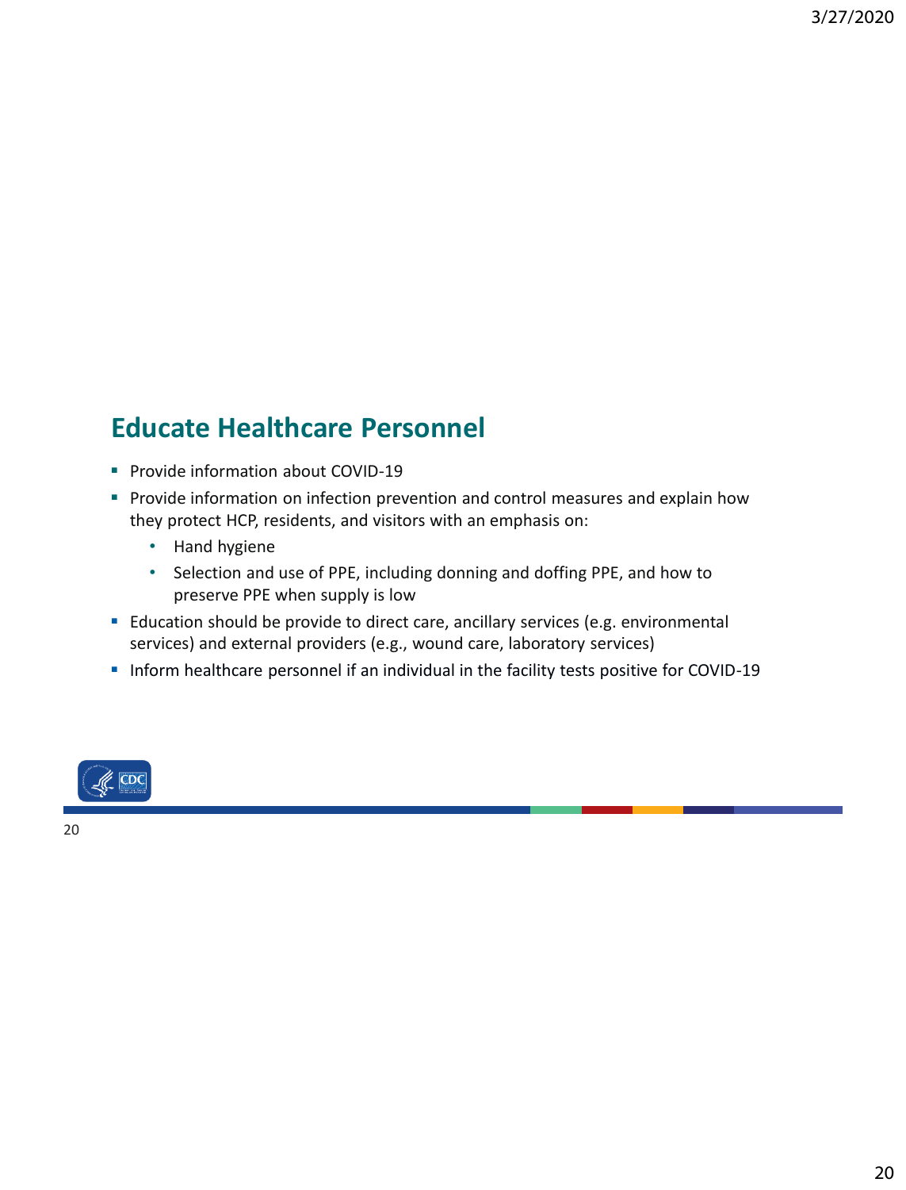## Educate Healthcare Personnel

- Provide information about COVID-19
- Provide information on infection prevention and control measures and explain how they protect HCP, residents, and visitors with an emphasis on:
  - Hand hygiene
  - Selection and use of PPE, including donning and doffing PPE, and how to preserve PPE when supply is low
- Education should be provide to direct care, ancillary services (e.g. environmental services) and external providers (e.g., wound care, laboratory services)
- Inform healthcare personnel if an individual in the facility tests positive for COVID-19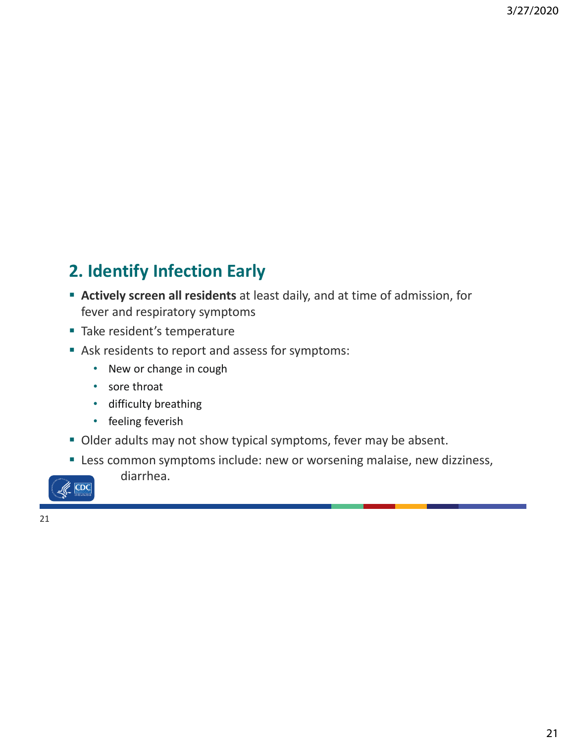## 2. Identify Infection Early

- **Actively screen all residents** at least daily, and at time of admission, for fever and respiratory symptoms
- Take resident's temperature
- Ask residents to report and assess for symptoms:
  - New or change in cough
  - sore throat
  - difficulty breathing
  - feeling feverish
- Older adults may not show typical symptoms, fever may be absent.
- Less common symptoms include: new or worsening malaise, new dizziness, diarrhea.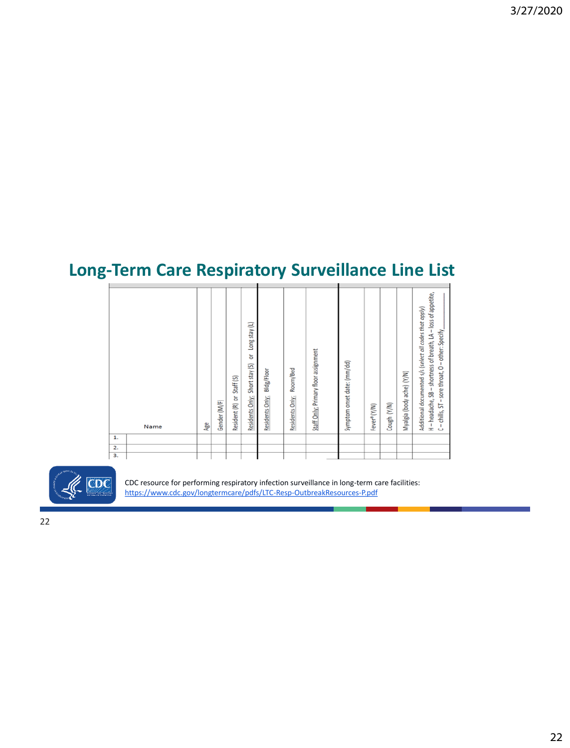## Long-Term Care Respiratory Surveillance Line List

| | Name | Age | Gender (M/F) | Resident (R) or Staff (S) | Residents Only: Short stay (S) or Long stay (L) | Residents Only: Bldg/Floor | Residents Only: Room/Bed | Staff Only: Primary floor assignment | Symptom onset date: (mm/dd) | Fever[a] (Y/N) | Cough (Y/N) | Myalgia (body ache) (Y/N) | Additional documented s/s (select all codes that apply) H – headache, SB – shortness of breath, LA – loss of appetite, C – chills, ST – sore throat, O – other: Specify_______ |
|---|---|---|---|---|---|---|---|---|---|---|---|---|---|
| 1. | | | | | | | | | | | | | |
| 2. | | | | | | | | | | | | | |
| 3. | | | | | | | | | | | | | |

CDC resource for performing respiratory infection surveillance in long-term care facilities: https://www.cdc.gov/longtermcare/pdfs/LTC-Resp-OutbreakResources-P.pdf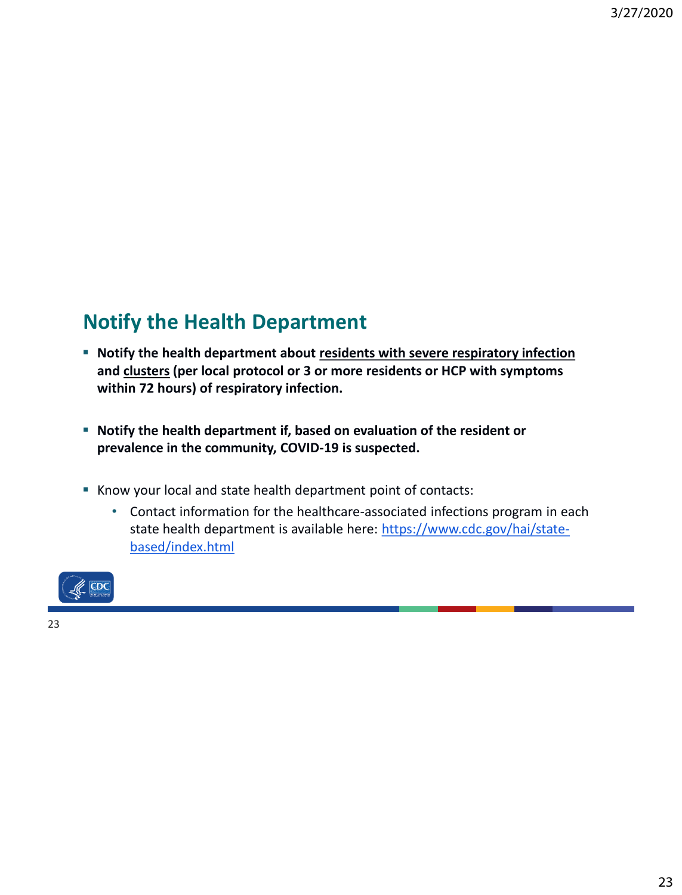## Notify the Health Department

- **Notify the health department about residents with severe respiratory infection and clusters (per local protocol or 3 or more residents or HCP with symptoms within 72 hours) of respiratory infection.**
- **Notify the health department if, based on evaluation of the resident or prevalence in the community, COVID-19 is suspected.**
- Know your local and state health department point of contacts:
  - Contact information for the healthcare-associated infections program in each state health department is available here: https://www.cdc.gov/hai/state-based/index.html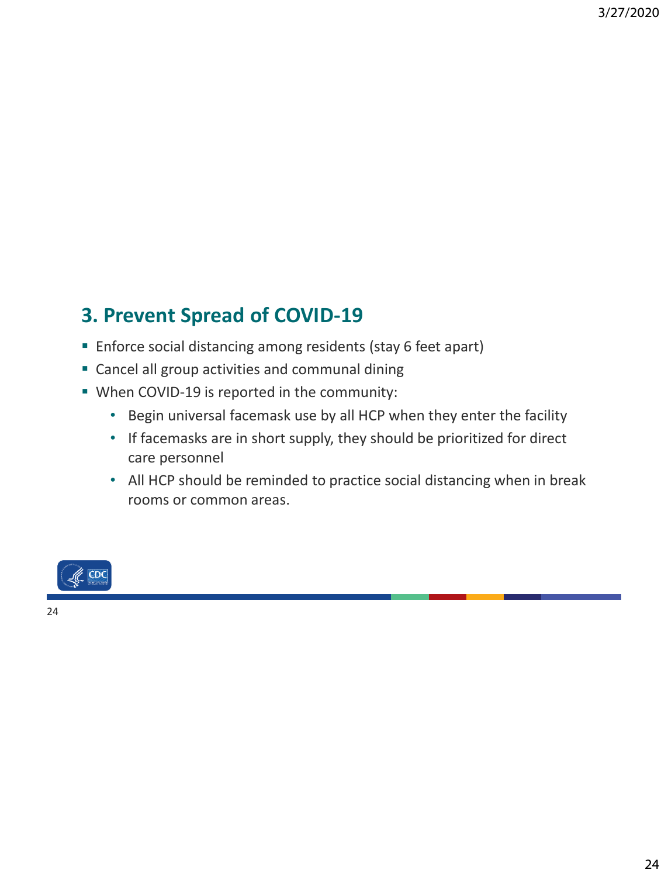## 3. Prevent Spread of COVID-19

- Enforce social distancing among residents (stay 6 feet apart)
- Cancel all group activities and communal dining
- When COVID-19 is reported in the community:
  - Begin universal facemask use by all HCP when they enter the facility
  - If facemasks are in short supply, they should be prioritized for direct care personnel
  - All HCP should be reminded to practice social distancing when in break rooms or common areas.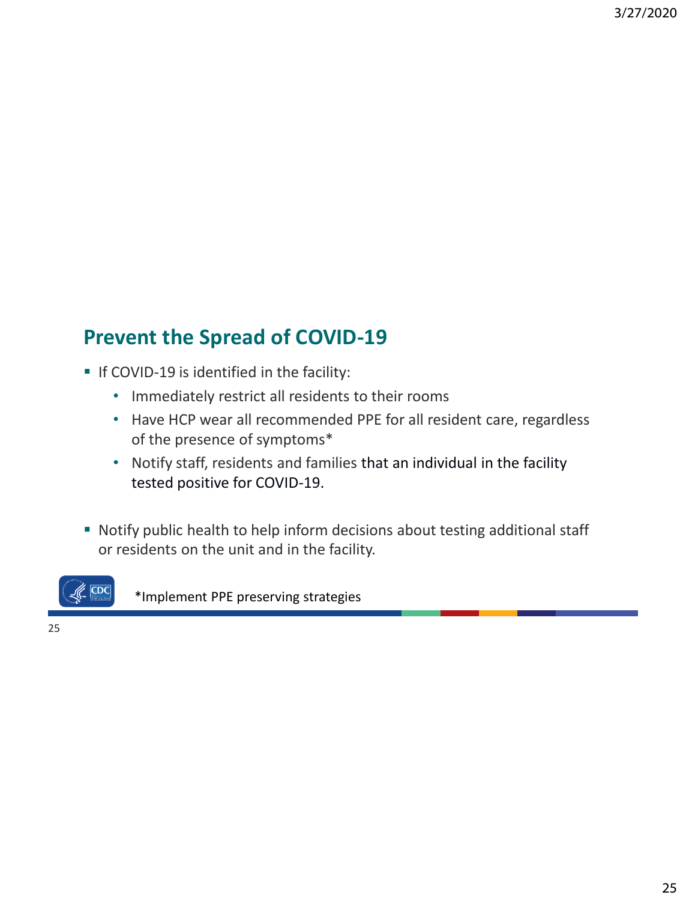## Prevent the Spread of COVID-19

- If COVID-19 is identified in the facility:
  - Immediately restrict all residents to their rooms
  - Have HCP wear all recommended PPE for all resident care, regardless of the presence of symptoms*
  - Notify staff, residents and families that an individual in the facility tested positive for COVID-19.

- Notify public health to help inform decisions about testing additional staff or residents on the unit and in the facility.

*Implement PPE preserving strategies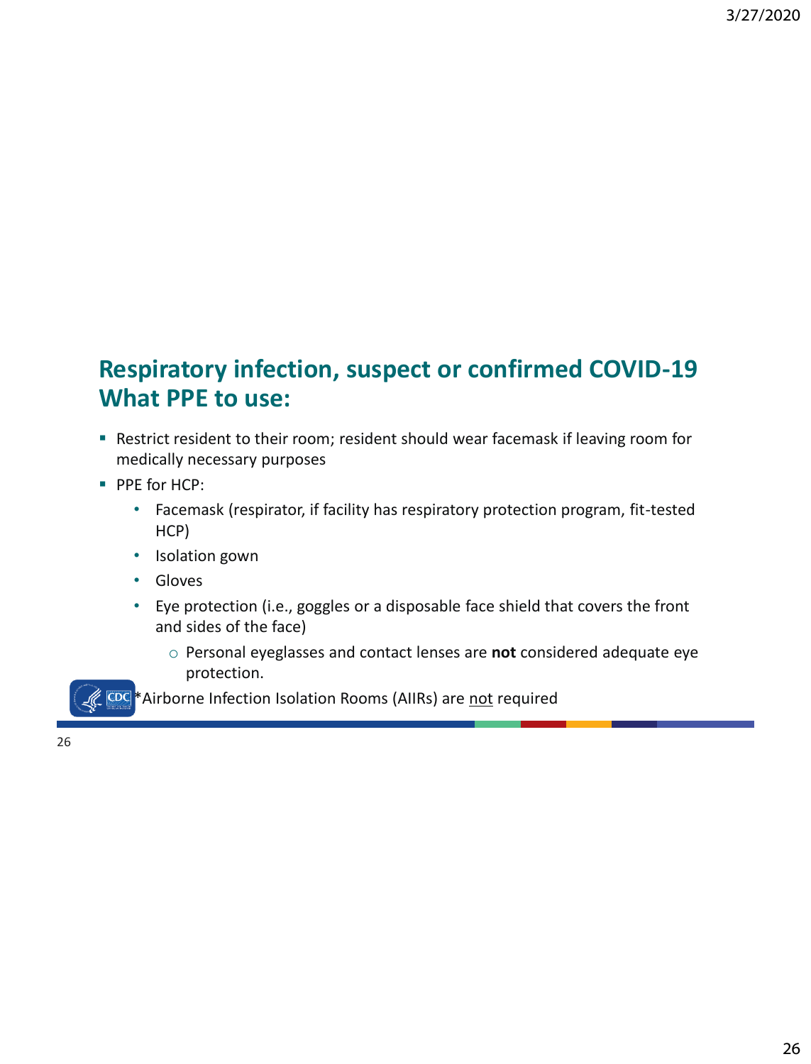## Respiratory infection, suspect or confirmed COVID-19 What PPE to use:

- Restrict resident to their room; resident should wear facemask if leaving room for medically necessary purposes
- PPE for HCP:
  - Facemask (respirator, if facility has respiratory protection program, fit-tested HCP)
  - Isolation gown
  - Gloves
  - Eye protection (i.e., goggles or a disposable face shield that covers the front and sides of the face)
    - Personal eyeglasses and contact lenses are **not** considered adequate eye protection.

*Airborne Infection Isolation Rooms (AIIRs) are not required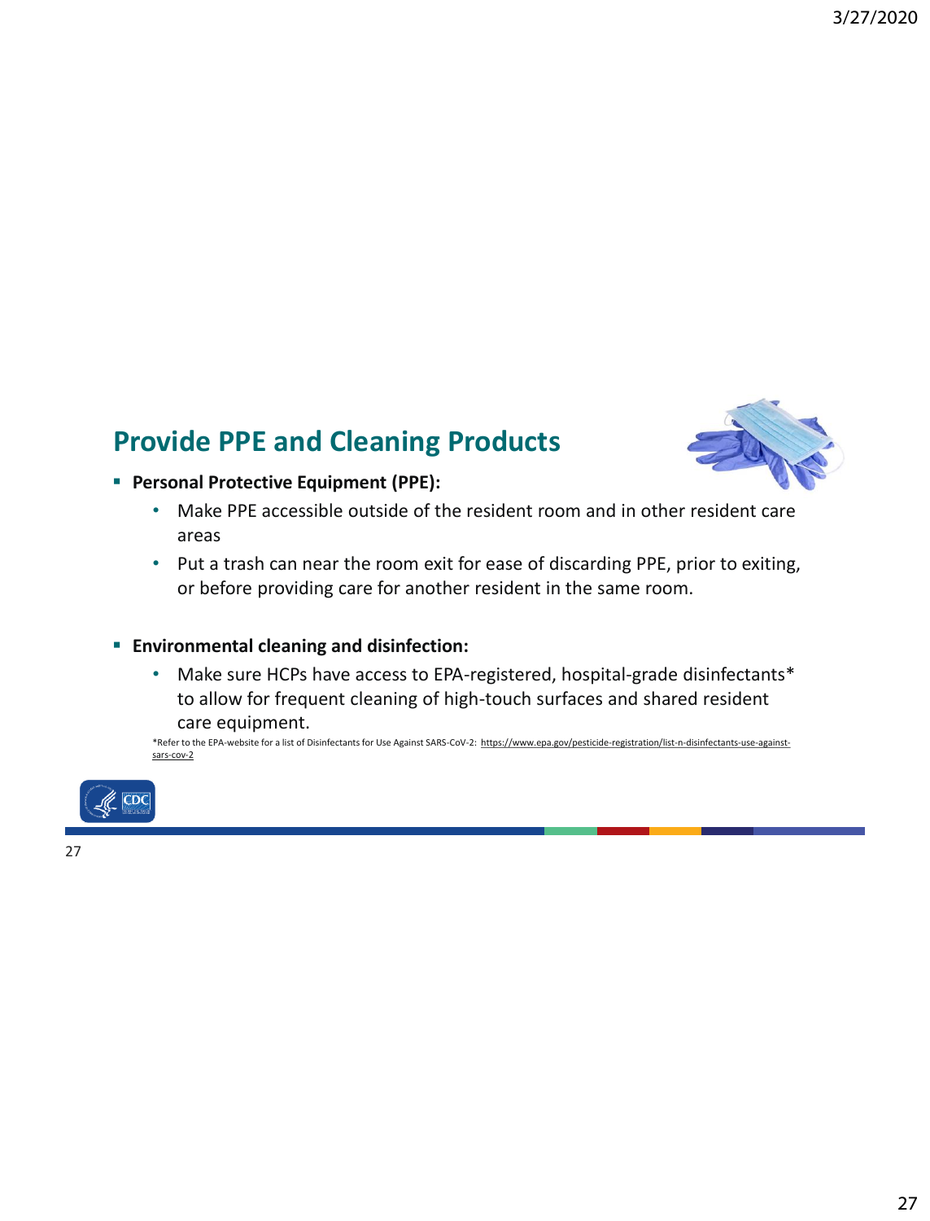## Provide PPE and Cleaning Products

- **Personal Protective Equipment (PPE):**
  - Make PPE accessible outside of the resident room and in other resident care areas
  - Put a trash can near the room exit for ease of discarding PPE, prior to exiting, or before providing care for another resident in the same room.

- **Environmental cleaning and disinfection:**
  - Make sure HCPs have access to EPA-registered, hospital-grade disinfectants* to allow for frequent cleaning of high-touch surfaces and shared resident care equipment.

*Refer to the EPA-website for a list of Disinfectants for Use Against SARS-CoV-2: https://www.epa.gov/pesticide-registration/list-n-disinfectants-use-against-sars-cov-2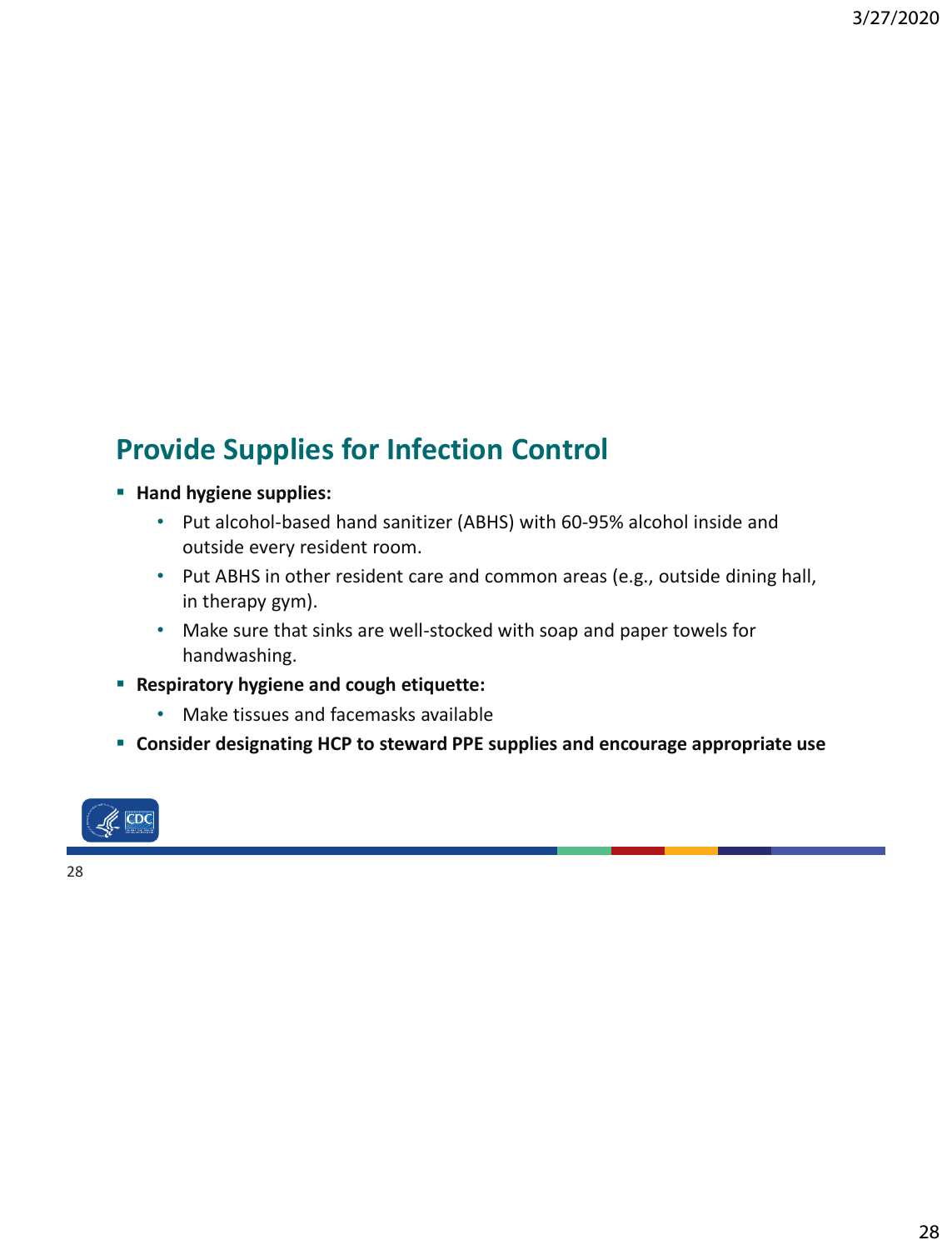## Provide Supplies for Infection Control

- **Hand hygiene supplies:**
  - Put alcohol-based hand sanitizer (ABHS) with 60-95% alcohol inside and outside every resident room.
  - Put ABHS in other resident care and common areas (e.g., outside dining hall, in therapy gym).
  - Make sure that sinks are well-stocked with soap and paper towels for handwashing.
- **Respiratory hygiene and cough etiquette:**
  - Make tissues and facemasks available
- **Consider designating HCP to steward PPE supplies and encourage appropriate use**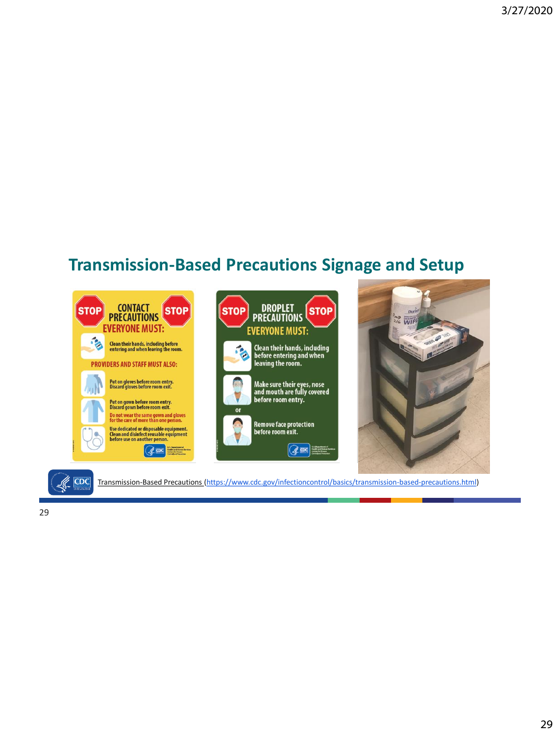## Transmission-Based Precautions Signage and Setup

**STOP CONTACT PRECAUTIONS STOP**

**EVERYONE MUST:**

Clean their hands, including before entering and when leaving the room.

**PROVIDERS AND STAFF MUST ALSO:**

Put on gloves before room entry. Discard gloves before room exit.

Put on gown before room entry. Discard gown before room exit.

Do not wear the same gown and gloves for the care of more than one person.

Use dedicated or disposable equipment. Clean and disinfect reusable equipment before use on another person.

**STOP DROPLET PRECAUTIONS STOP**

**EVERYONE MUST:**

Clean their hands, including before entering and when leaving the room.

Make sure their eyes, nose and mouth are fully covered before room entry.

or

Remove face protection before room exit.

Transmission-Based Precautions (https://www.cdc.gov/infectioncontrol/basics/transmission-based-precautions.html)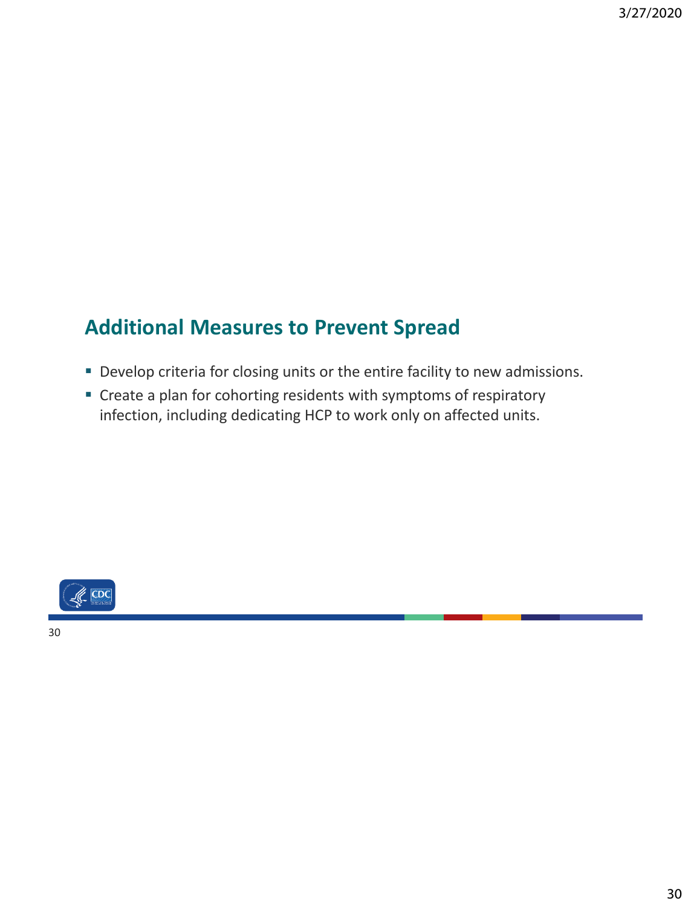## Additional Measures to Prevent Spread

- Develop criteria for closing units or the entire facility to new admissions.
- Create a plan for cohorting residents with symptoms of respiratory infection, including dedicating HCP to work only on affected units.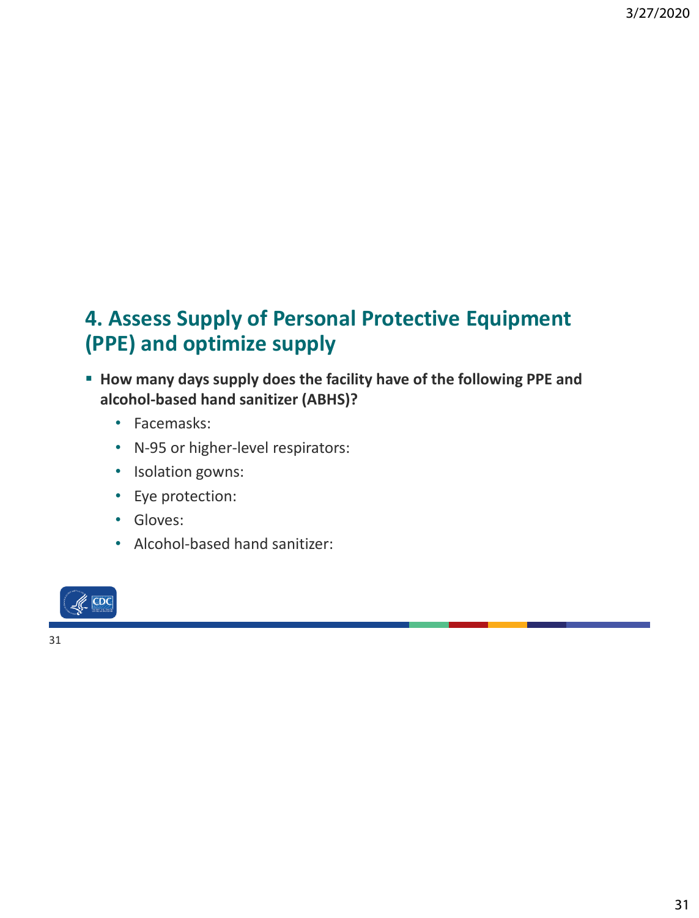## 4. Assess Supply of Personal Protective Equipment (PPE) and optimize supply

- **How many days supply does the facility have of the following PPE and alcohol-based hand sanitizer (ABHS)?**
  - Facemasks:
  - N-95 or higher-level respirators:
  - Isolation gowns:
  - Eye protection:
  - Gloves:
  - Alcohol-based hand sanitizer: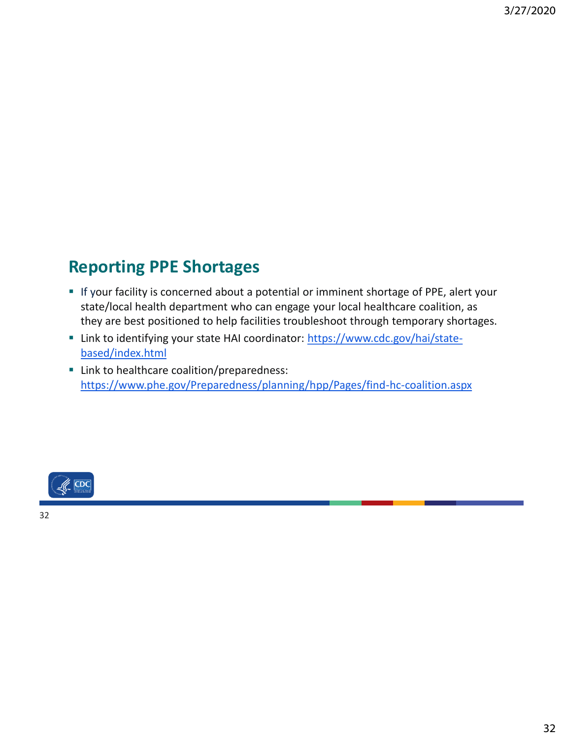## Reporting PPE Shortages

- If your facility is concerned about a potential or imminent shortage of PPE, alert your state/local health department who can engage your local healthcare coalition, as they are best positioned to help facilities troubleshoot through temporary shortages.
- Link to identifying your state HAI coordinator: https://www.cdc.gov/hai/state-based/index.html
- Link to healthcare coalition/preparedness: https://www.phe.gov/Preparedness/planning/hpp/Pages/find-hc-coalition.aspx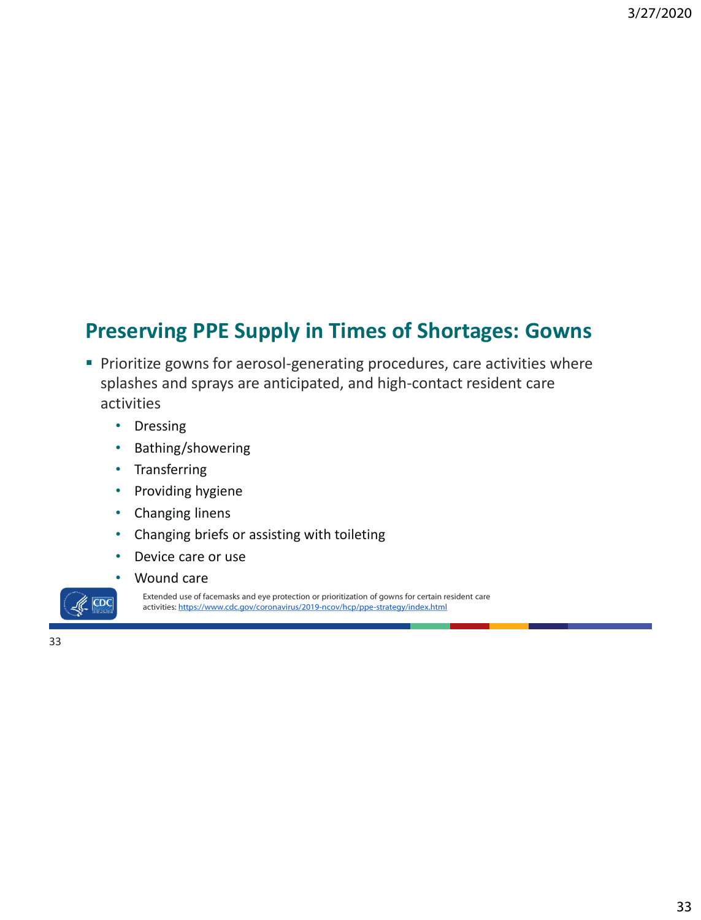## Preserving PPE Supply in Times of Shortages: Gowns

- Prioritize gowns for aerosol-generating procedures, care activities where splashes and sprays are anticipated, and high-contact resident care activities
  - Dressing
  - Bathing/showering
  - Transferring
  - Providing hygiene
  - Changing linens
  - Changing briefs or assisting with toileting
  - Device care or use
  - Wound care

Extended use of facemasks and eye protection or prioritization of gowns for certain resident care activities: https://www.cdc.gov/coronavirus/2019-ncov/hcp/ppe-strategy/index.html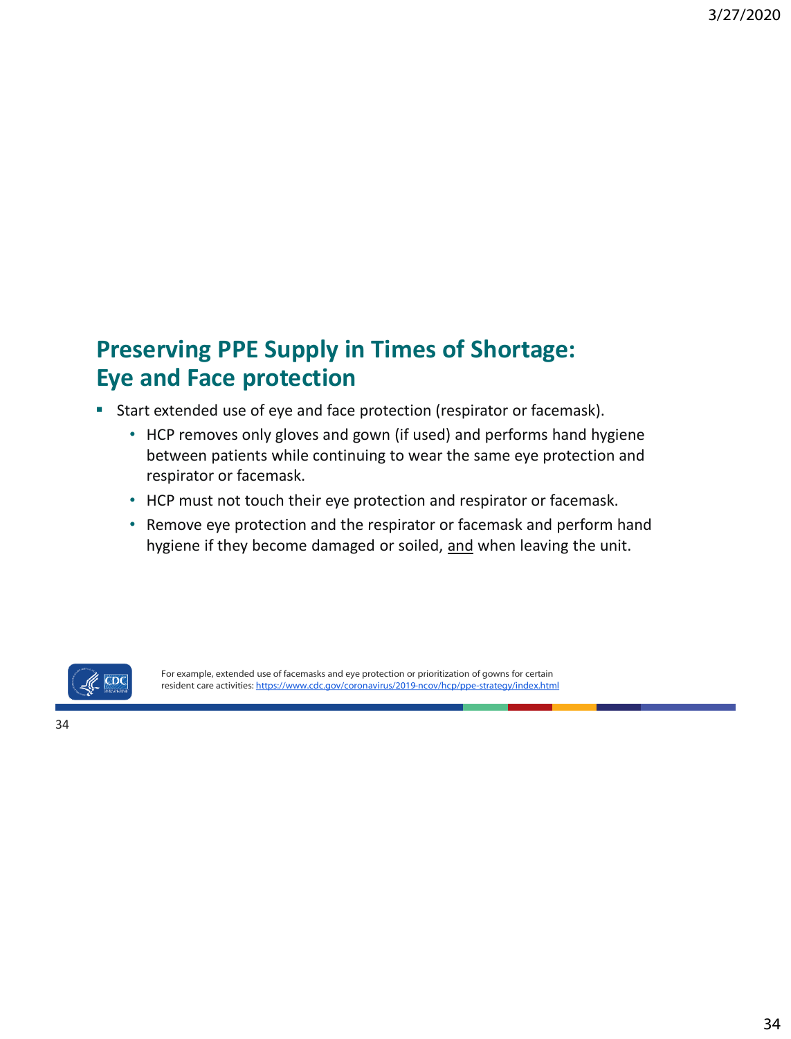## Preserving PPE Supply in Times of Shortage: Eye and Face protection

- Start extended use of eye and face protection (respirator or facemask).
  - HCP removes only gloves and gown (if used) and performs hand hygiene between patients while continuing to wear the same eye protection and respirator or facemask.
  - HCP must not touch their eye protection and respirator or facemask.
  - Remove eye protection and the respirator or facemask and perform hand hygiene if they become damaged or soiled, and when leaving the unit.

For example, extended use of facemasks and eye protection or prioritization of gowns for certain resident care activities: https://www.cdc.gov/coronavirus/2019-ncov/hcp/ppe-strategy/index.html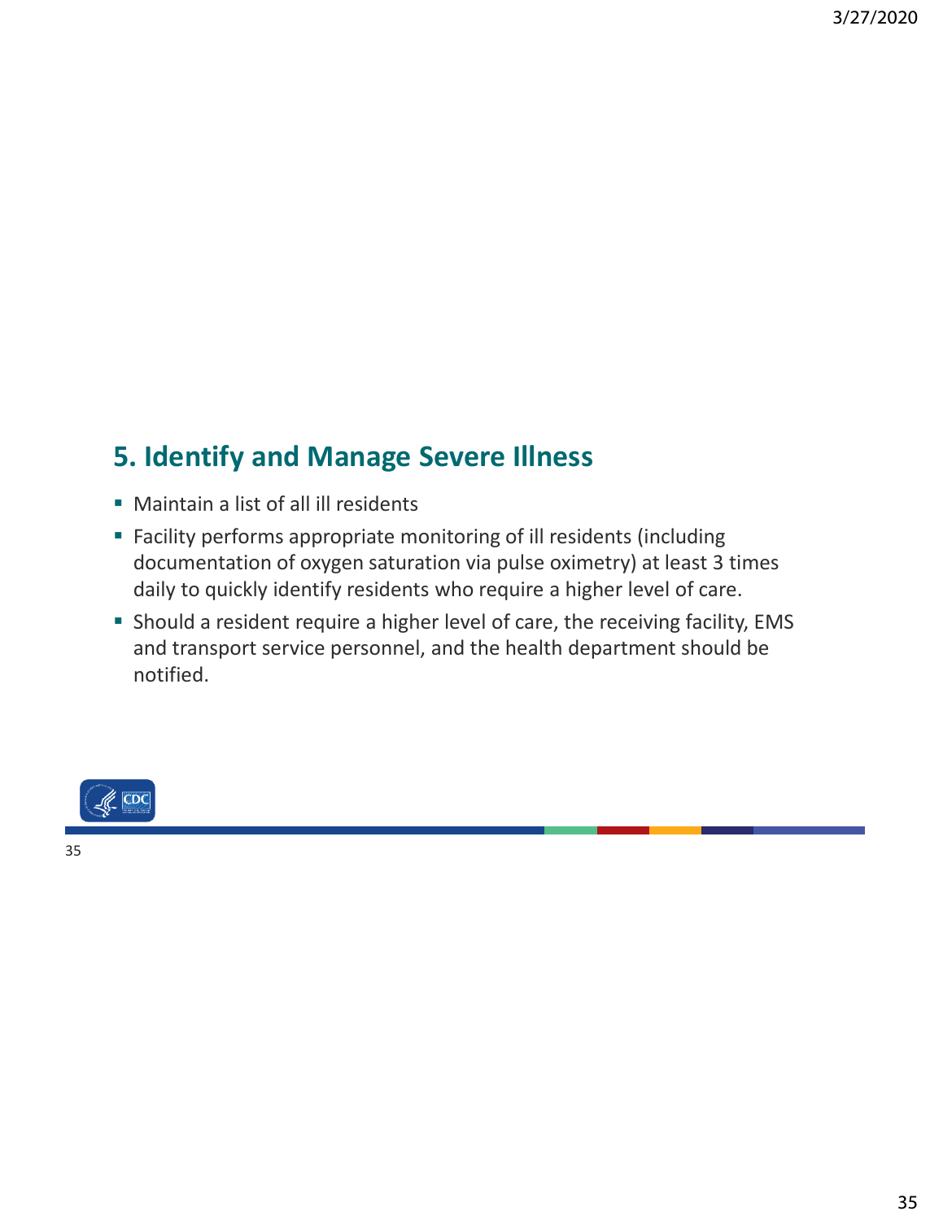## 5. Identify and Manage Severe Illness

- Maintain a list of all ill residents
- Facility performs appropriate monitoring of ill residents (including documentation of oxygen saturation via pulse oximetry) at least 3 times daily to quickly identify residents who require a higher level of care.
- Should a resident require a higher level of care, the receiving facility, EMS and transport service personnel, and the health department should be notified.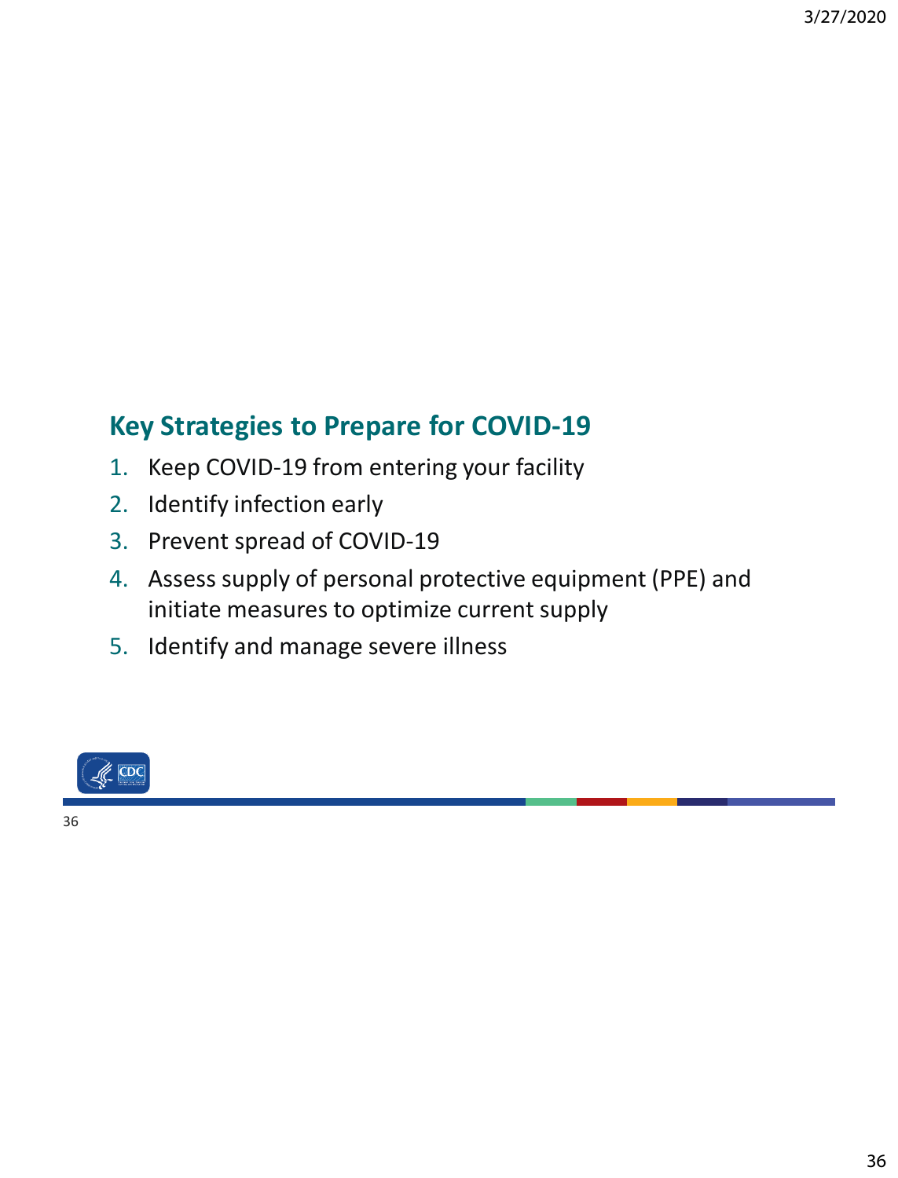## Key Strategies to Prepare for COVID-19

1. Keep COVID-19 from entering your facility
2. Identify infection early
3. Prevent spread of COVID-19
4. Assess supply of personal protective equipment (PPE) and initiate measures to optimize current supply
5. Identify and manage severe illness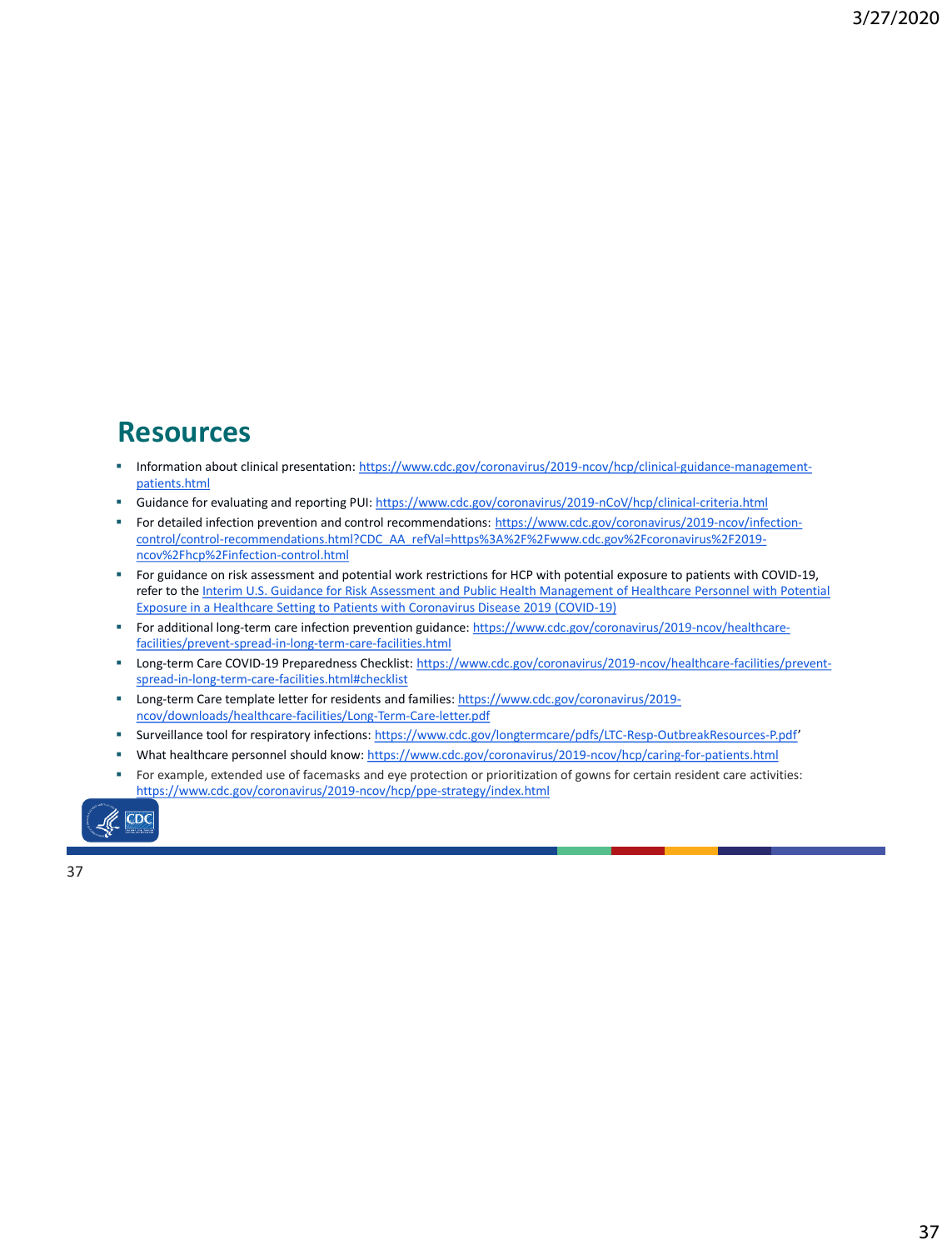## Resources

- Information about clinical presentation: https://www.cdc.gov/coronavirus/2019-ncov/hcp/clinical-guidance-management-patients.html
- Guidance for evaluating and reporting PUI: https://www.cdc.gov/coronavirus/2019-nCoV/hcp/clinical-criteria.html
- For detailed infection prevention and control recommendations: https://www.cdc.gov/coronavirus/2019-ncov/infection-control/control-recommendations.html?CDC_AA_refVal=https%3A%2F%2Fwww.cdc.gov%2Fcoronavirus%2F2019-ncov%2Fhcp%2Finfection-control.html
- For guidance on risk assessment and potential work restrictions for HCP with potential exposure to patients with COVID-19, refer to the Interim U.S. Guidance for Risk Assessment and Public Health Management of Healthcare Personnel with Potential Exposure in a Healthcare Setting to Patients with Coronavirus Disease 2019 (COVID-19)
- For additional long-term care infection prevention guidance: https://www.cdc.gov/coronavirus/2019-ncov/healthcare-facilities/prevent-spread-in-long-term-care-facilities.html
- Long-term Care COVID-19 Preparedness Checklist: https://www.cdc.gov/coronavirus/2019-ncov/healthcare-facilities/prevent-spread-in-long-term-care-facilities.html#checklist
- Long-term Care template letter for residents and families: https://www.cdc.gov/coronavirus/2019-ncov/downloads/healthcare-facilities/Long-Term-Care-letter.pdf
- Surveillance tool for respiratory infections: https://www.cdc.gov/longtermcare/pdfs/LTC-Resp-OutbreakResources-P.pdf'
- What healthcare personnel should know: https://www.cdc.gov/coronavirus/2019-ncov/hcp/caring-for-patients.html
- For example, extended use of facemasks and eye protection or prioritization of gowns for certain resident care activities: https://www.cdc.gov/coronavirus/2019-ncov/hcp/ppe-strategy/index.html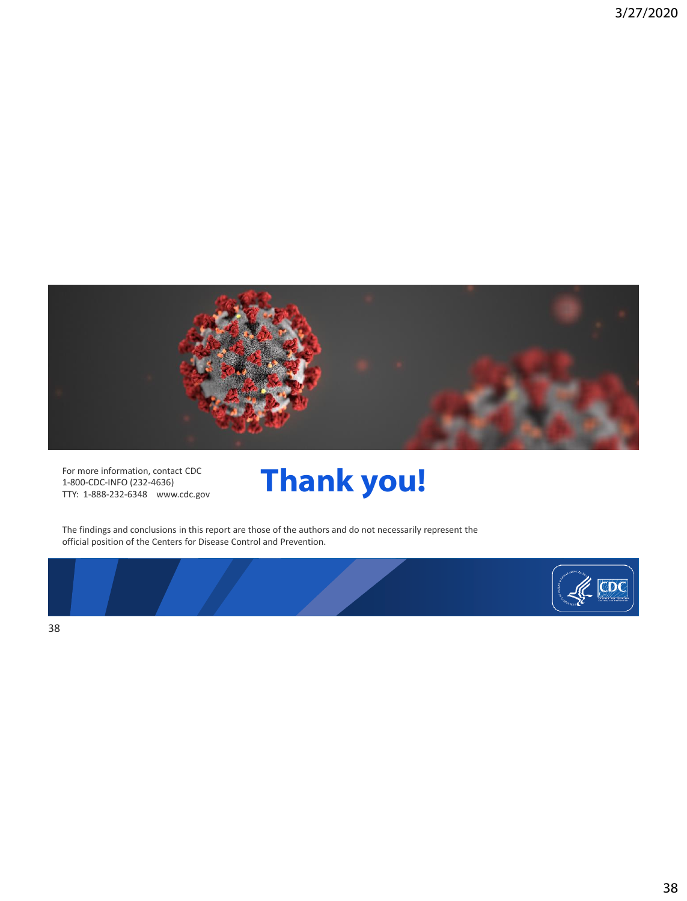For more information, contact CDC
1-800-CDC-INFO (232-4636)
TTY: 1-888-232-6348 www.cdc.gov

# Thank you!

The findings and conclusions in this report are those of the authors and do not necessarily represent the official position of the Centers for Disease Control and Prevention.